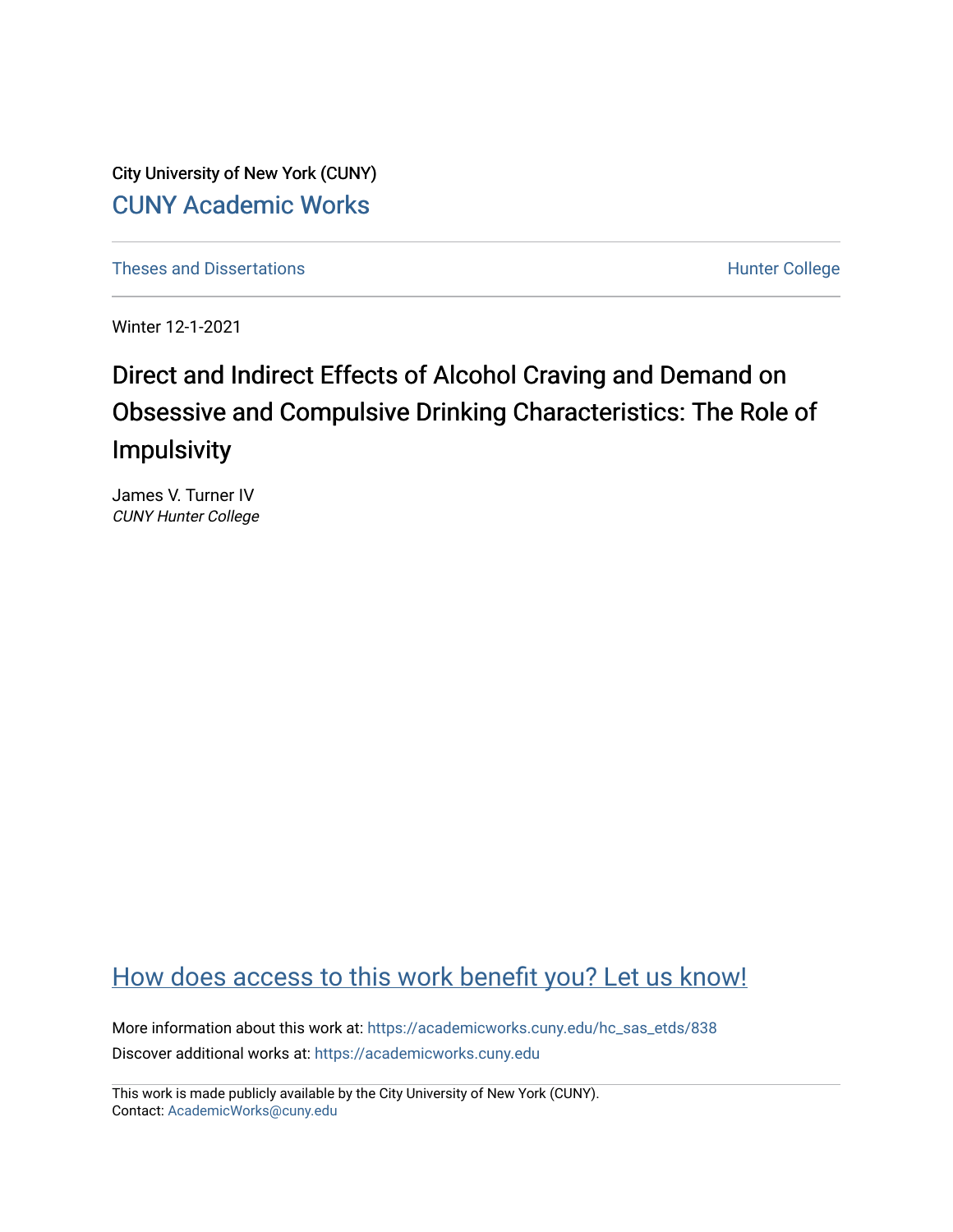City University of New York (CUNY)

CUNY Academic Works

Theses and Dissertations

Hunter College

Winter 12-1-2021

# Direct and Indirect Effects of Alcohol Craving and Demand on Obsessive and Compulsive Drinking Characteristics: The Role of Impulsivity

James V. Turner IV

*CUNY Hunter College*

How does access to this work benefit you? Let us know!

More information about this work at: https://academicworks.cuny.edu/hc_sas_etds/838

Discover additional works at: https://academicworks.cuny.edu

This work is made publicly available by the City University of New York (CUNY).

Contact: AcademicWorks@cuny.edu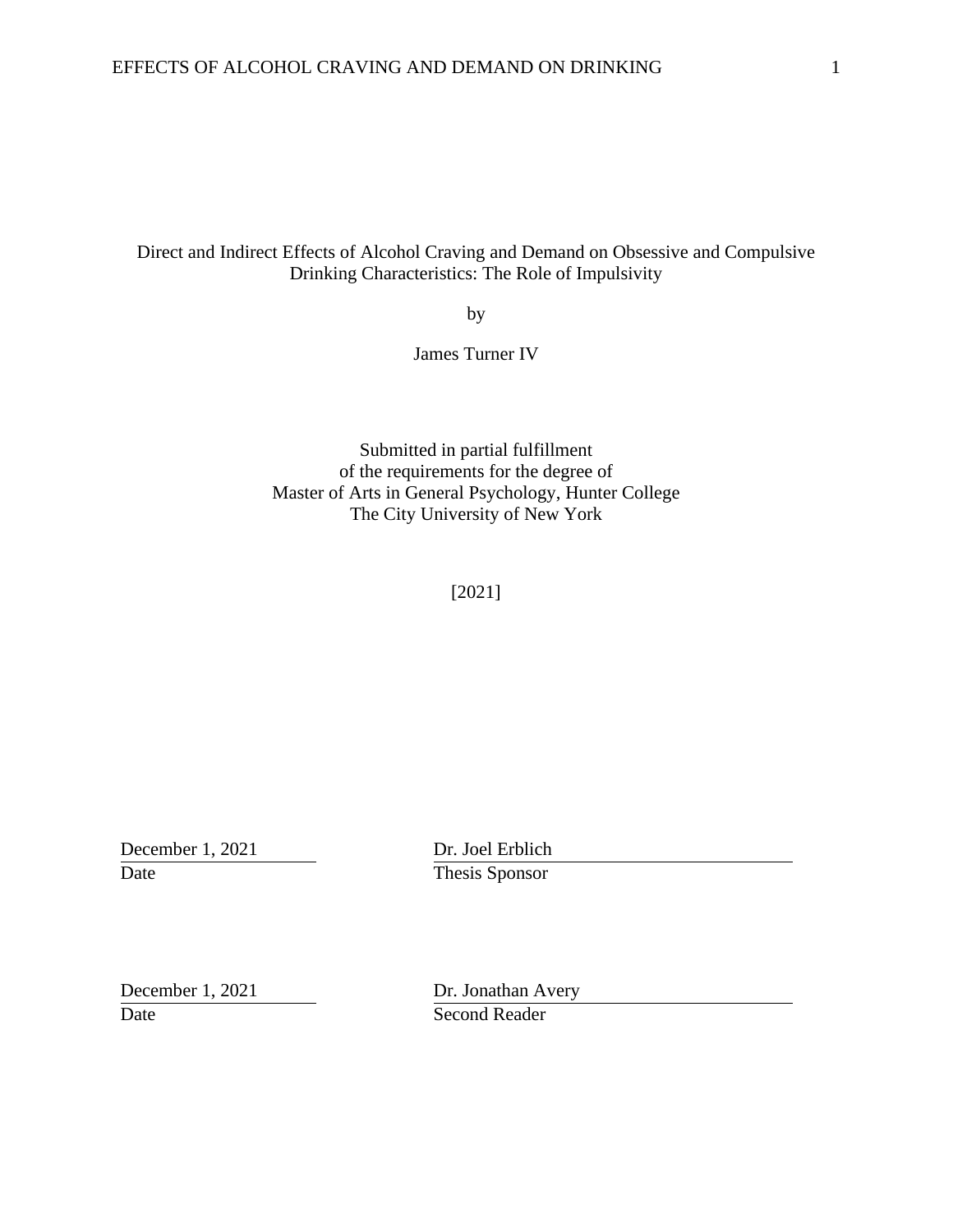Direct and Indirect Effects of Alcohol Craving and Demand on Obsessive and Compulsive Drinking Characteristics: The Role of Impulsivity

by

James Turner IV

Submitted in partial fulfillment
of the requirements for the degree of
Master of Arts in General Psychology, Hunter College
The City University of New York

[2021]

| December 1, 2021 | Dr. Joel Erblich |
|---|---|
| Date | Thesis Sponsor |

| December 1, 2021 | Dr. Jonathan Avery |
|---|---|
| Date | Second Reader |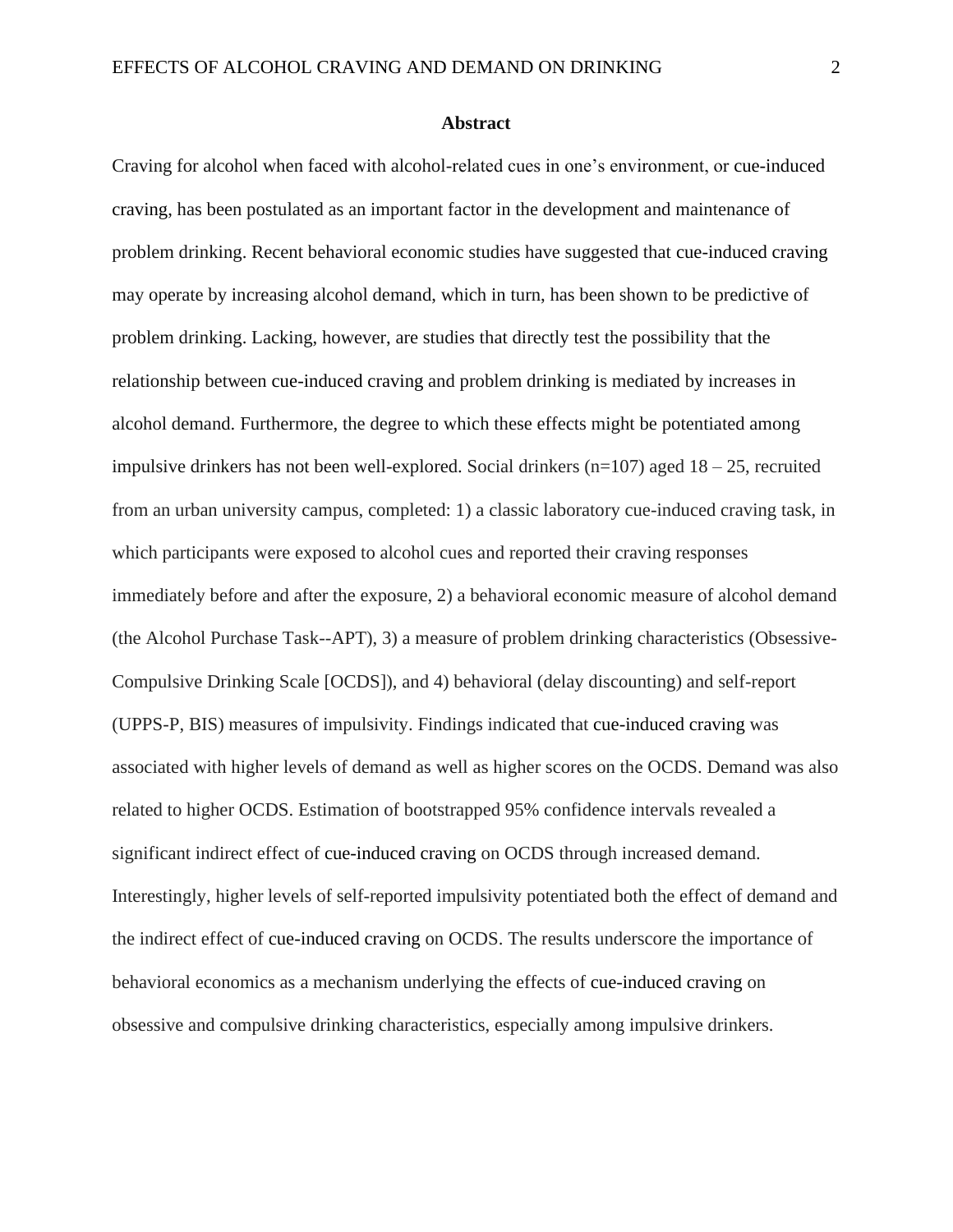**Abstract**

Craving for alcohol when faced with alcohol-related cues in one's environment, or cue-induced craving, has been postulated as an important factor in the development and maintenance of problem drinking. Recent behavioral economic studies have suggested that cue-induced craving may operate by increasing alcohol demand, which in turn, has been shown to be predictive of problem drinking. Lacking, however, are studies that directly test the possibility that the relationship between cue-induced craving and problem drinking is mediated by increases in alcohol demand. Furthermore, the degree to which these effects might be potentiated among impulsive drinkers has not been well-explored. Social drinkers (n=107) aged 18 – 25, recruited from an urban university campus, completed: 1) a classic laboratory cue-induced craving task, in which participants were exposed to alcohol cues and reported their craving responses immediately before and after the exposure, 2) a behavioral economic measure of alcohol demand (the Alcohol Purchase Task--APT), 3) a measure of problem drinking characteristics (Obsessive-Compulsive Drinking Scale [OCDS]), and 4) behavioral (delay discounting) and self-report (UPPS-P, BIS) measures of impulsivity. Findings indicated that cue-induced craving was associated with higher levels of demand as well as higher scores on the OCDS. Demand was also related to higher OCDS. Estimation of bootstrapped 95% confidence intervals revealed a significant indirect effect of cue-induced craving on OCDS through increased demand. Interestingly, higher levels of self-reported impulsivity potentiated both the effect of demand and the indirect effect of cue-induced craving on OCDS. The results underscore the importance of behavioral economics as a mechanism underlying the effects of cue-induced craving on obsessive and compulsive drinking characteristics, especially among impulsive drinkers.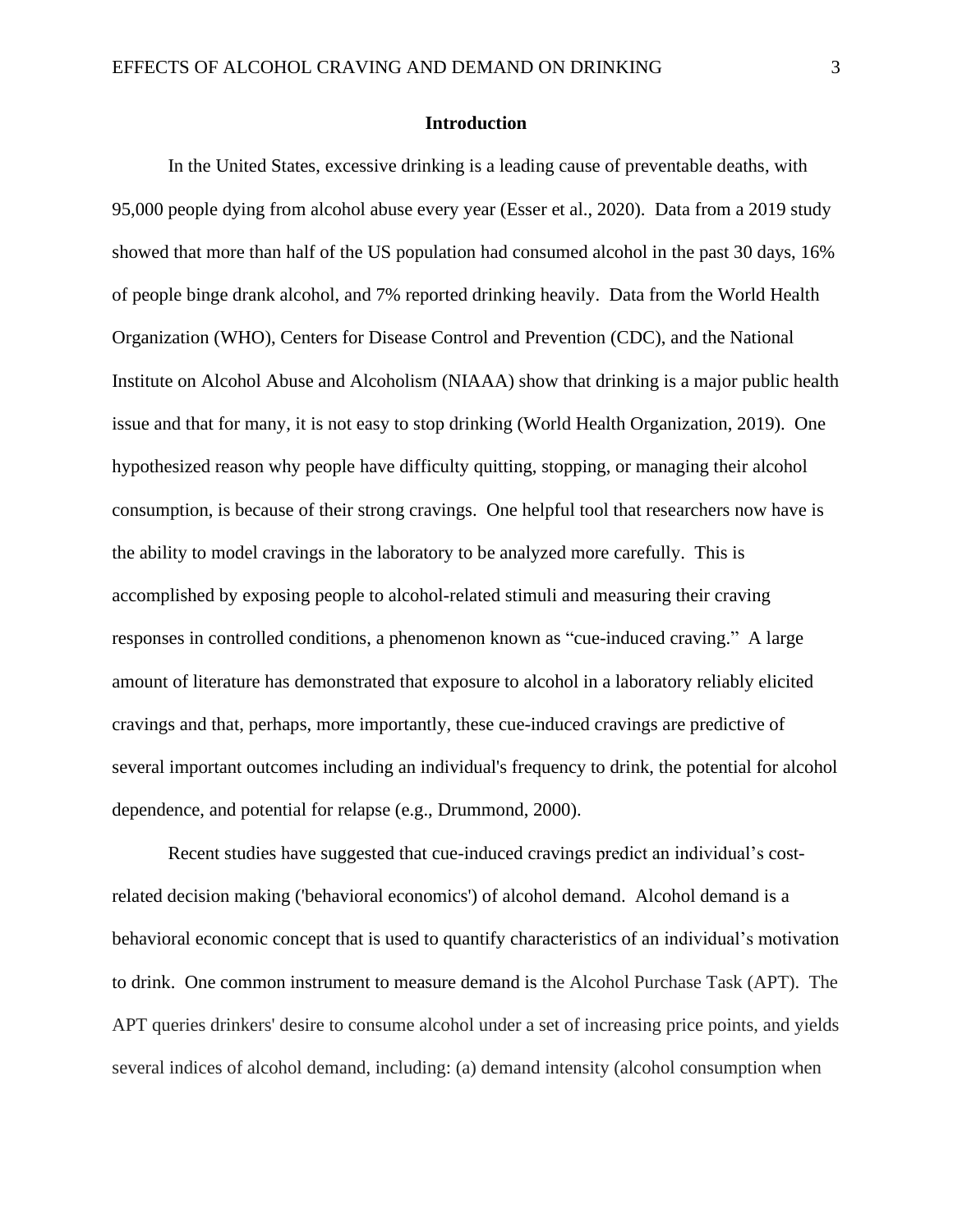## Introduction

In the United States, excessive drinking is a leading cause of preventable deaths, with 95,000 people dying from alcohol abuse every year (Esser et al., 2020). Data from a 2019 study showed that more than half of the US population had consumed alcohol in the past 30 days, 16% of people binge drank alcohol, and 7% reported drinking heavily. Data from the World Health Organization (WHO), Centers for Disease Control and Prevention (CDC), and the National Institute on Alcohol Abuse and Alcoholism (NIAAA) show that drinking is a major public health issue and that for many, it is not easy to stop drinking (World Health Organization, 2019). One hypothesized reason why people have difficulty quitting, stopping, or managing their alcohol consumption, is because of their strong cravings. One helpful tool that researchers now have is the ability to model cravings in the laboratory to be analyzed more carefully. This is accomplished by exposing people to alcohol-related stimuli and measuring their craving responses in controlled conditions, a phenomenon known as "cue-induced craving." A large amount of literature has demonstrated that exposure to alcohol in a laboratory reliably elicited cravings and that, perhaps, more importantly, these cue-induced cravings are predictive of several important outcomes including an individual's frequency to drink, the potential for alcohol dependence, and potential for relapse (e.g., Drummond, 2000).

Recent studies have suggested that cue-induced cravings predict an individual's cost-related decision making ('behavioral economics') of alcohol demand. Alcohol demand is a behavioral economic concept that is used to quantify characteristics of an individual's motivation to drink. One common instrument to measure demand is the Alcohol Purchase Task (APT). The APT queries drinkers' desire to consume alcohol under a set of increasing price points, and yields several indices of alcohol demand, including: (a) demand intensity (alcohol consumption when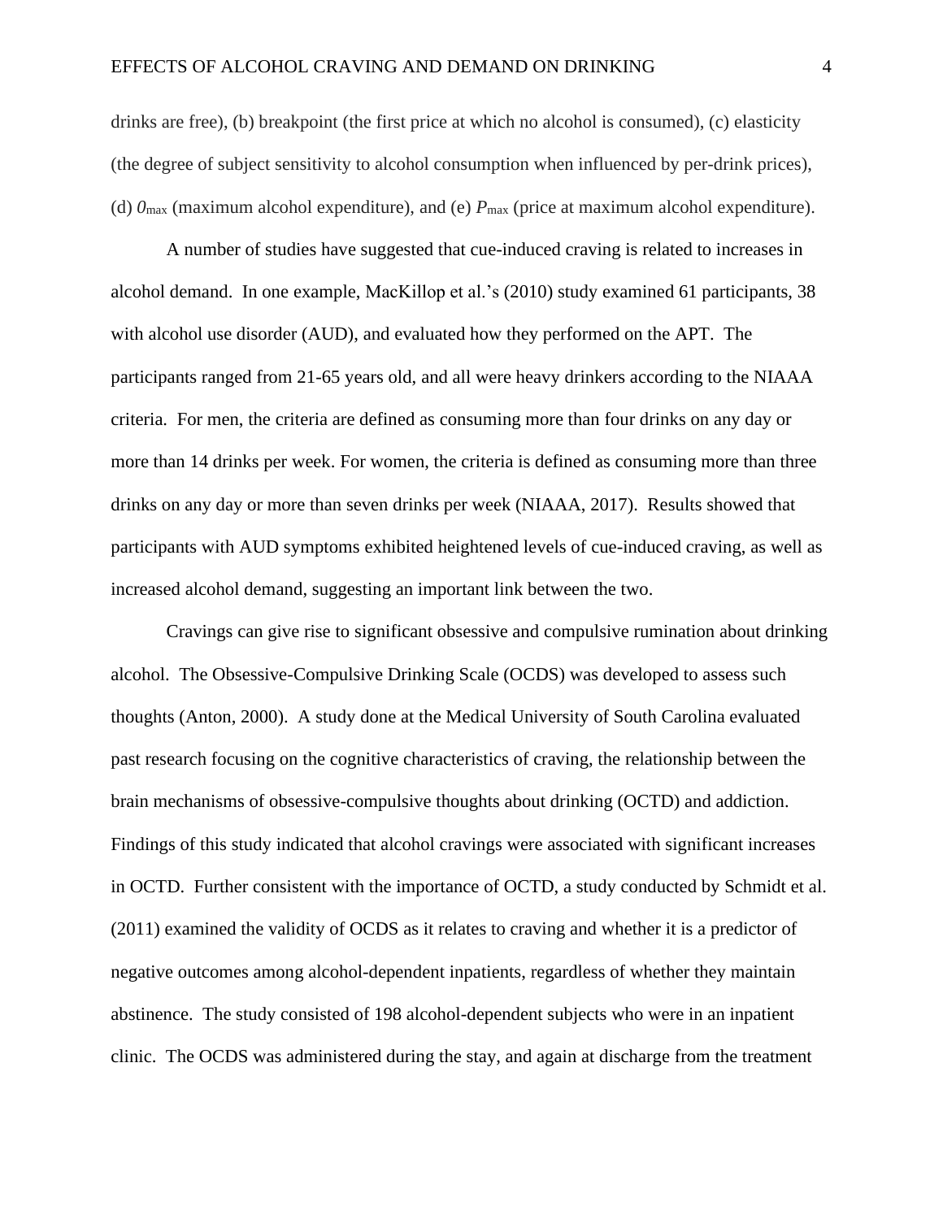drinks are free), (b) breakpoint (the first price at which no alcohol is consumed), (c) elasticity (the degree of subject sensitivity to alcohol consumption when influenced by per-drink prices), (d) $O_{max}$ (maximum alcohol expenditure), and (e) $P_{max}$ (price at maximum alcohol expenditure).

A number of studies have suggested that cue-induced craving is related to increases in alcohol demand. In one example, MacKillop et al.'s (2010) study examined 61 participants, 38 with alcohol use disorder (AUD), and evaluated how they performed on the APT. The participants ranged from 21-65 years old, and all were heavy drinkers according to the NIAAA criteria. For men, the criteria are defined as consuming more than four drinks on any day or more than 14 drinks per week. For women, the criteria is defined as consuming more than three drinks on any day or more than seven drinks per week (NIAAA, 2017). Results showed that participants with AUD symptoms exhibited heightened levels of cue-induced craving, as well as increased alcohol demand, suggesting an important link between the two.

Cravings can give rise to significant obsessive and compulsive rumination about drinking alcohol. The Obsessive-Compulsive Drinking Scale (OCDS) was developed to assess such thoughts (Anton, 2000). A study done at the Medical University of South Carolina evaluated past research focusing on the cognitive characteristics of craving, the relationship between the brain mechanisms of obsessive-compulsive thoughts about drinking (OCTD) and addiction. Findings of this study indicated that alcohol cravings were associated with significant increases in OCTD. Further consistent with the importance of OCTD, a study conducted by Schmidt et al. (2011) examined the validity of OCDS as it relates to craving and whether it is a predictor of negative outcomes among alcohol-dependent inpatients, regardless of whether they maintain abstinence. The study consisted of 198 alcohol-dependent subjects who were in an inpatient clinic. The OCDS was administered during the stay, and again at discharge from the treatment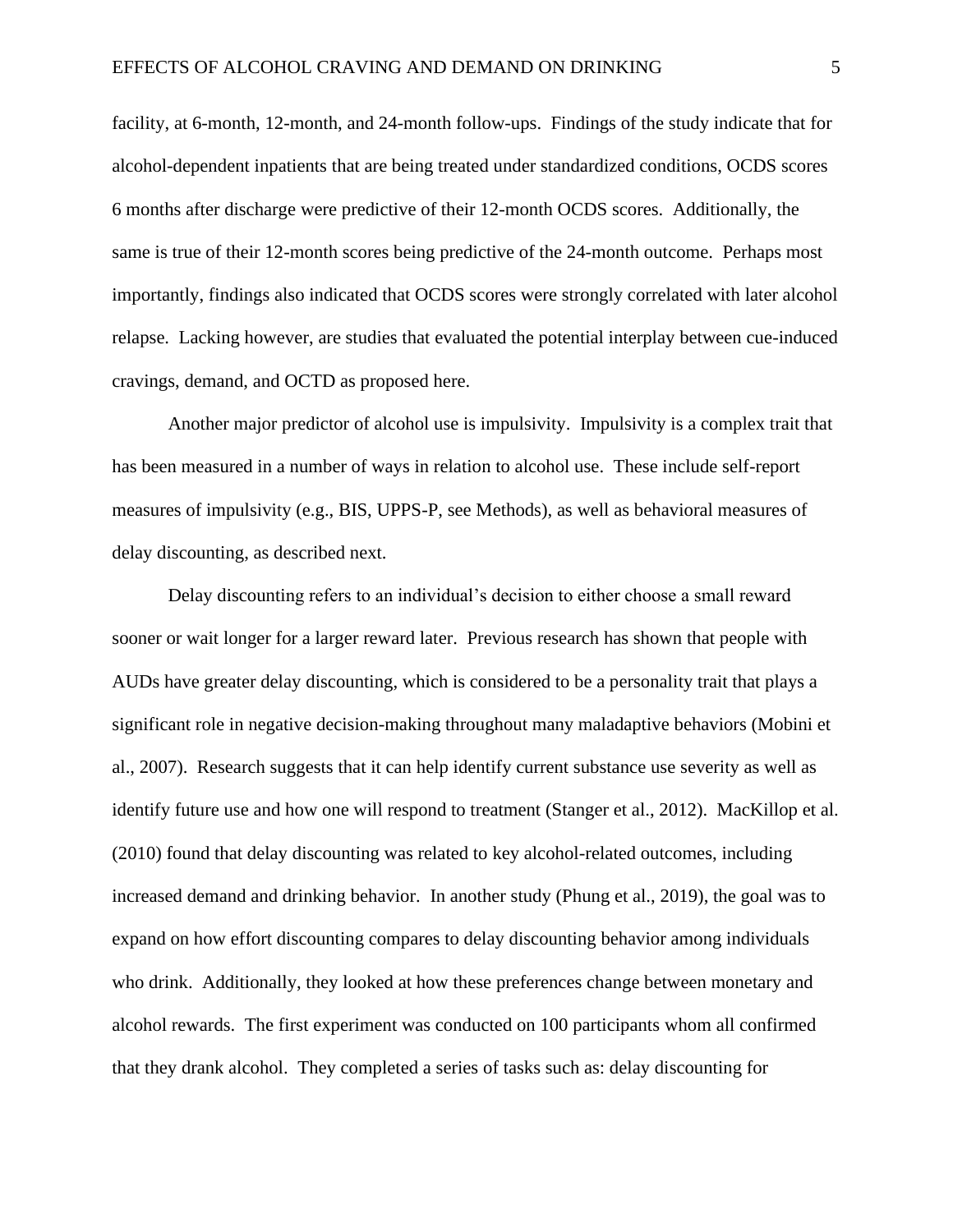facility, at 6-month, 12-month, and 24-month follow-ups. Findings of the study indicate that for alcohol-dependent inpatients that are being treated under standardized conditions, OCDS scores 6 months after discharge were predictive of their 12-month OCDS scores. Additionally, the same is true of their 12-month scores being predictive of the 24-month outcome. Perhaps most importantly, findings also indicated that OCDS scores were strongly correlated with later alcohol relapse. Lacking however, are studies that evaluated the potential interplay between cue-induced cravings, demand, and OCTD as proposed here.

Another major predictor of alcohol use is impulsivity. Impulsivity is a complex trait that has been measured in a number of ways in relation to alcohol use. These include self-report measures of impulsivity (e.g., BIS, UPPS-P, see Methods), as well as behavioral measures of delay discounting, as described next.

Delay discounting refers to an individual's decision to either choose a small reward sooner or wait longer for a larger reward later. Previous research has shown that people with AUDs have greater delay discounting, which is considered to be a personality trait that plays a significant role in negative decision-making throughout many maladaptive behaviors (Mobini et al., 2007). Research suggests that it can help identify current substance use severity as well as identify future use and how one will respond to treatment (Stanger et al., 2012). MacKillop et al. (2010) found that delay discounting was related to key alcohol-related outcomes, including increased demand and drinking behavior. In another study (Phung et al., 2019), the goal was to expand on how effort discounting compares to delay discounting behavior among individuals who drink. Additionally, they looked at how these preferences change between monetary and alcohol rewards. The first experiment was conducted on 100 participants whom all confirmed that they drank alcohol. They completed a series of tasks such as: delay discounting for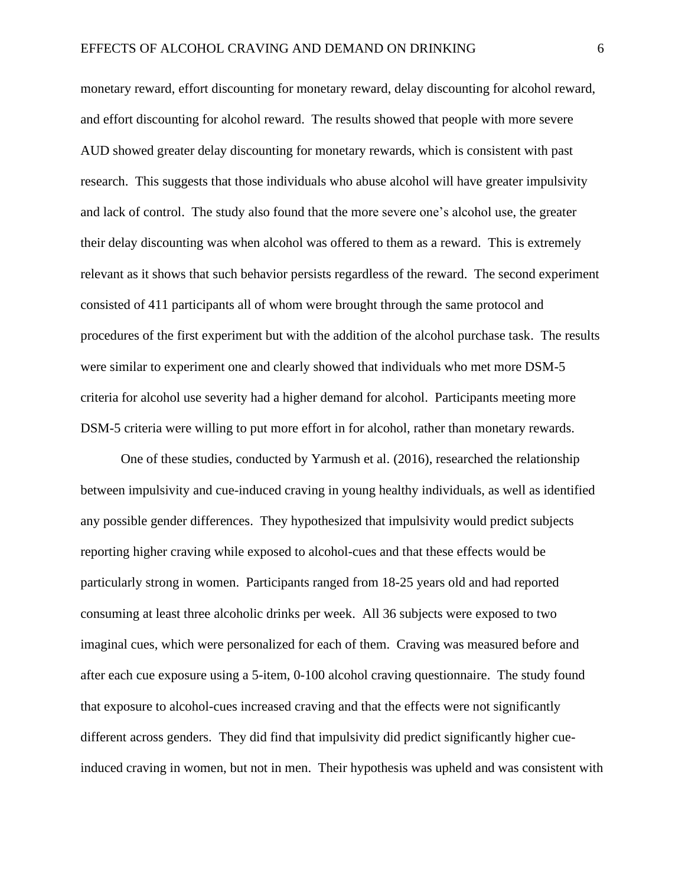monetary reward, effort discounting for monetary reward, delay discounting for alcohol reward, and effort discounting for alcohol reward. The results showed that people with more severe AUD showed greater delay discounting for monetary rewards, which is consistent with past research. This suggests that those individuals who abuse alcohol will have greater impulsivity and lack of control. The study also found that the more severe one's alcohol use, the greater their delay discounting was when alcohol was offered to them as a reward. This is extremely relevant as it shows that such behavior persists regardless of the reward. The second experiment consisted of 411 participants all of whom were brought through the same protocol and procedures of the first experiment but with the addition of the alcohol purchase task. The results were similar to experiment one and clearly showed that individuals who met more DSM-5 criteria for alcohol use severity had a higher demand for alcohol. Participants meeting more DSM-5 criteria were willing to put more effort in for alcohol, rather than monetary rewards.

One of these studies, conducted by Yarmush et al. (2016), researched the relationship between impulsivity and cue-induced craving in young healthy individuals, as well as identified any possible gender differences. They hypothesized that impulsivity would predict subjects reporting higher craving while exposed to alcohol-cues and that these effects would be particularly strong in women. Participants ranged from 18-25 years old and had reported consuming at least three alcoholic drinks per week. All 36 subjects were exposed to two imaginal cues, which were personalized for each of them. Craving was measured before and after each cue exposure using a 5-item, 0-100 alcohol craving questionnaire. The study found that exposure to alcohol-cues increased craving and that the effects were not significantly different across genders. They did find that impulsivity did predict significantly higher cue-induced craving in women, but not in men. Their hypothesis was upheld and was consistent with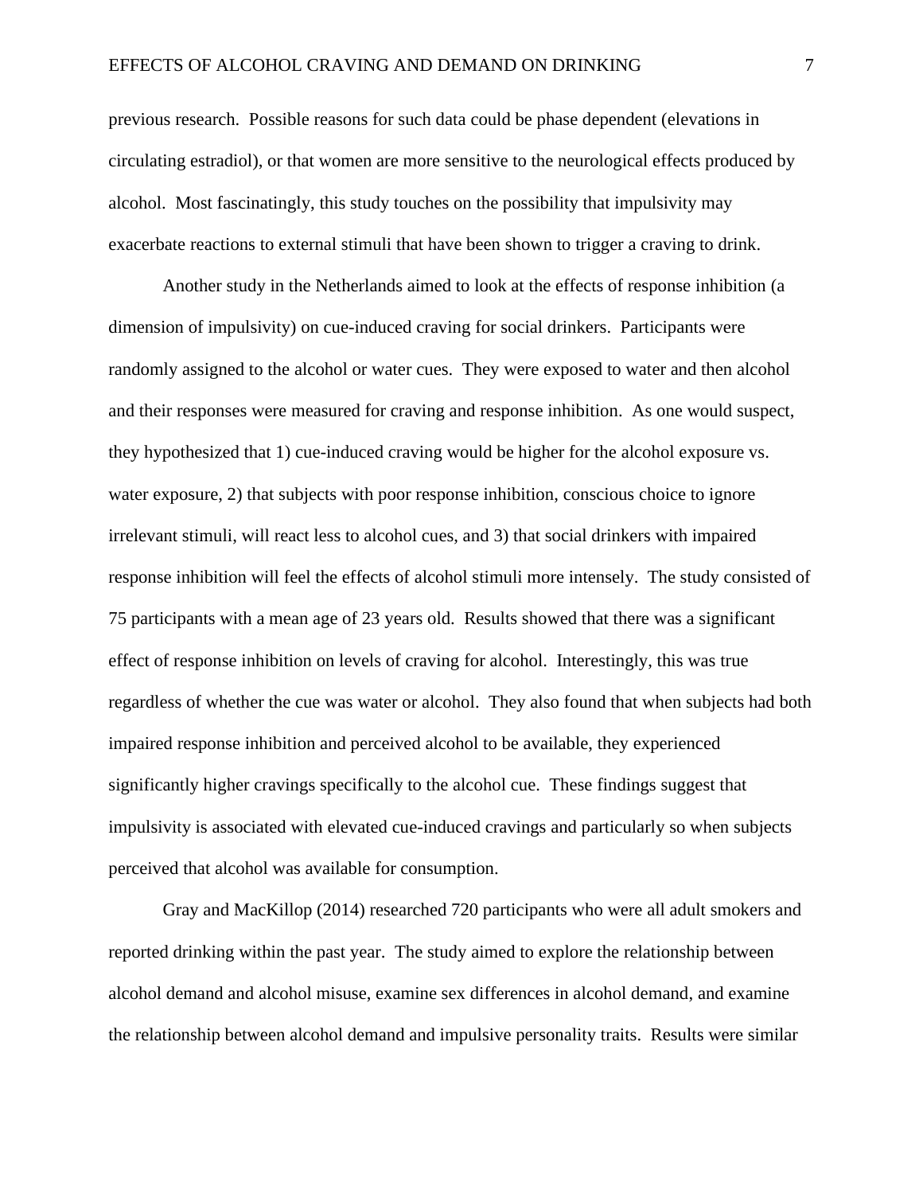previous research. Possible reasons for such data could be phase dependent (elevations in circulating estradiol), or that women are more sensitive to the neurological effects produced by alcohol. Most fascinatingly, this study touches on the possibility that impulsivity may exacerbate reactions to external stimuli that have been shown to trigger a craving to drink.

Another study in the Netherlands aimed to look at the effects of response inhibition (a dimension of impulsivity) on cue-induced craving for social drinkers. Participants were randomly assigned to the alcohol or water cues. They were exposed to water and then alcohol and their responses were measured for craving and response inhibition. As one would suspect, they hypothesized that 1) cue-induced craving would be higher for the alcohol exposure vs. water exposure, 2) that subjects with poor response inhibition, conscious choice to ignore irrelevant stimuli, will react less to alcohol cues, and 3) that social drinkers with impaired response inhibition will feel the effects of alcohol stimuli more intensely. The study consisted of 75 participants with a mean age of 23 years old. Results showed that there was a significant effect of response inhibition on levels of craving for alcohol. Interestingly, this was true regardless of whether the cue was water or alcohol. They also found that when subjects had both impaired response inhibition and perceived alcohol to be available, they experienced significantly higher cravings specifically to the alcohol cue. These findings suggest that impulsivity is associated with elevated cue-induced cravings and particularly so when subjects perceived that alcohol was available for consumption.

Gray and MacKillop (2014) researched 720 participants who were all adult smokers and reported drinking within the past year. The study aimed to explore the relationship between alcohol demand and alcohol misuse, examine sex differences in alcohol demand, and examine the relationship between alcohol demand and impulsive personality traits. Results were similar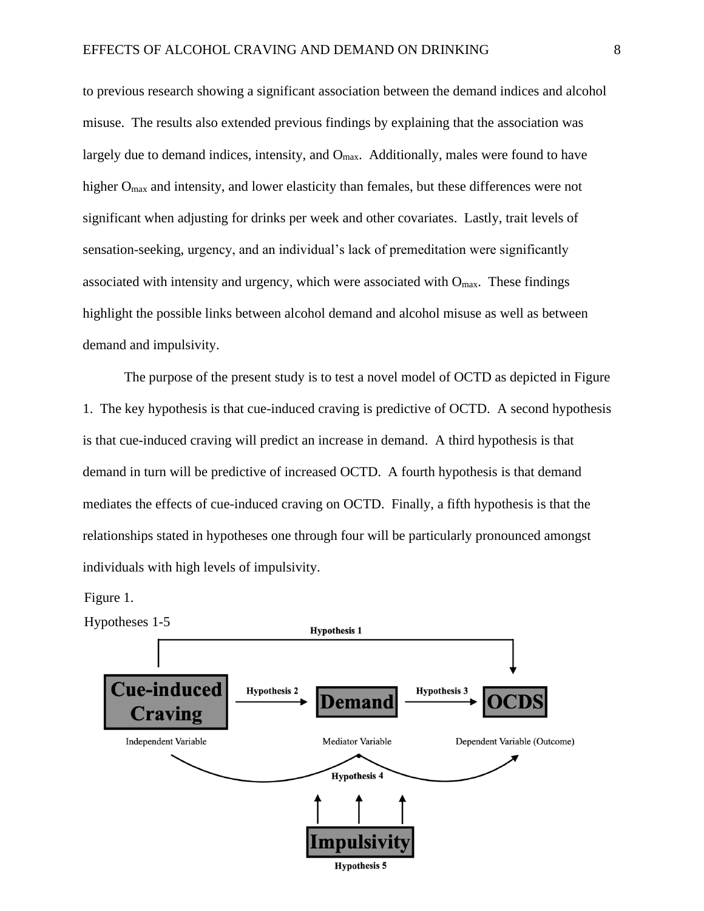to previous research showing a significant association between the demand indices and alcohol misuse. The results also extended previous findings by explaining that the association was largely due to demand indices, intensity, and $O_{max}$. Additionally, males were found to have higher $O_{max}$ and intensity, and lower elasticity than females, but these differences were not significant when adjusting for drinks per week and other covariates. Lastly, trait levels of sensation-seeking, urgency, and an individual's lack of premeditation were significantly associated with intensity and urgency, which were associated with $O_{max}$. These findings highlight the possible links between alcohol demand and alcohol misuse as well as between demand and impulsivity.

The purpose of the present study is to test a novel model of OCTD as depicted in Figure 1. The key hypothesis is that cue-induced craving is predictive of OCTD. A second hypothesis is that cue-induced craving will predict an increase in demand. A third hypothesis is that demand in turn will be predictive of increased OCTD. A fourth hypothesis is that demand mediates the effects of cue-induced craving on OCTD. Finally, a fifth hypothesis is that the relationships stated in hypotheses one through four will be particularly pronounced amongst individuals with high levels of impulsivity.

Figure 1.

Hypotheses 1-5

Hypothesis 1

Cue-induced Craving — Hypothesis 2 → Demand — Hypothesis 3 → OCDS

Independent Variable | Mediator Variable | Dependent Variable (Outcome)

Hypothesis 4

Impulsivity

Hypothesis 5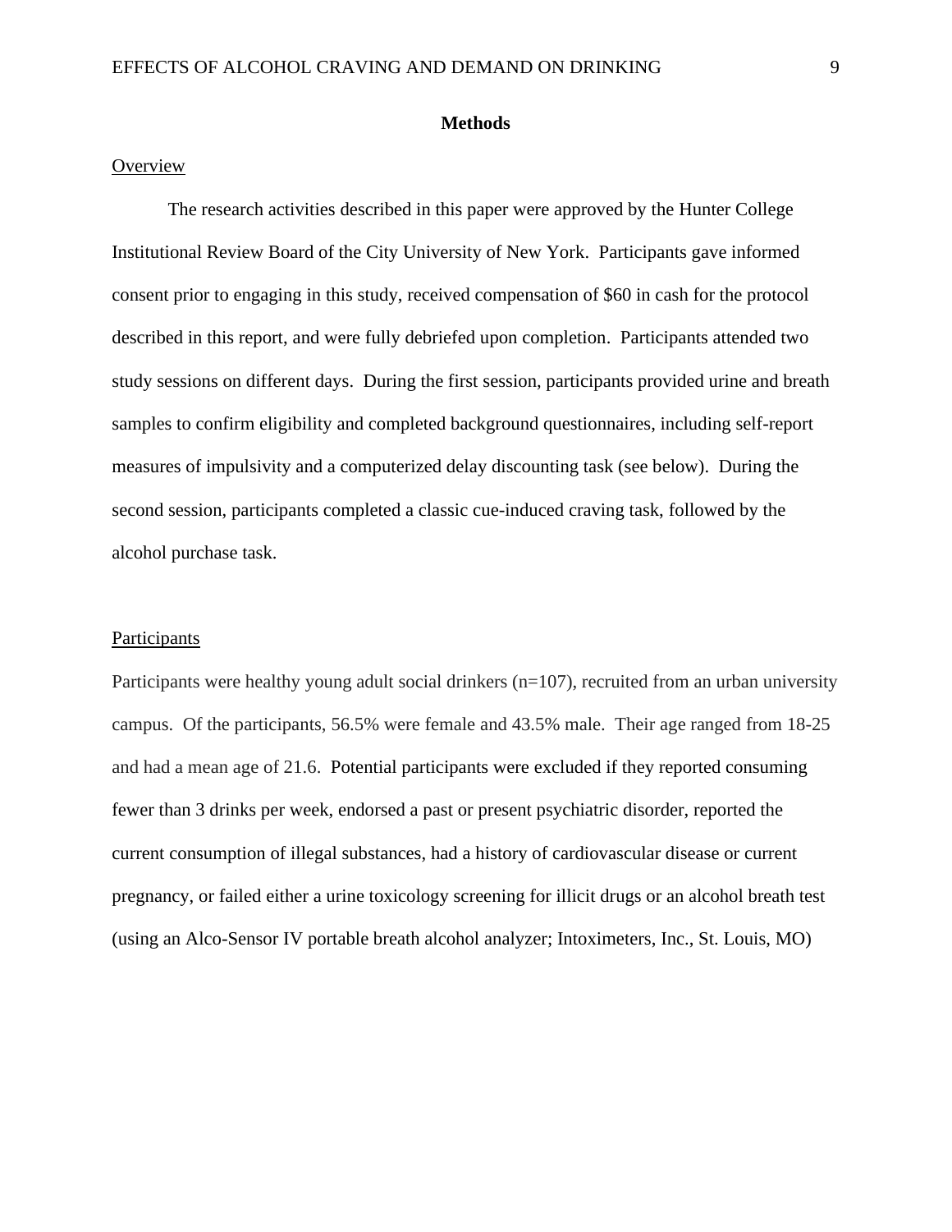## Methods

### Overview

The research activities described in this paper were approved by the Hunter College Institutional Review Board of the City University of New York. Participants gave informed consent prior to engaging in this study, received compensation of $60 in cash for the protocol described in this report, and were fully debriefed upon completion. Participants attended two study sessions on different days. During the first session, participants provided urine and breath samples to confirm eligibility and completed background questionnaires, including self-report measures of impulsivity and a computerized delay discounting task (see below). During the second session, participants completed a classic cue-induced craving task, followed by the alcohol purchase task.

### Participants

Participants were healthy young adult social drinkers (n=107), recruited from an urban university campus. Of the participants, 56.5% were female and 43.5% male. Their age ranged from 18-25 and had a mean age of 21.6. Potential participants were excluded if they reported consuming fewer than 3 drinks per week, endorsed a past or present psychiatric disorder, reported the current consumption of illegal substances, had a history of cardiovascular disease or current pregnancy, or failed either a urine toxicology screening for illicit drugs or an alcohol breath test (using an Alco-Sensor IV portable breath alcohol analyzer; Intoximeters, Inc., St. Louis, MO)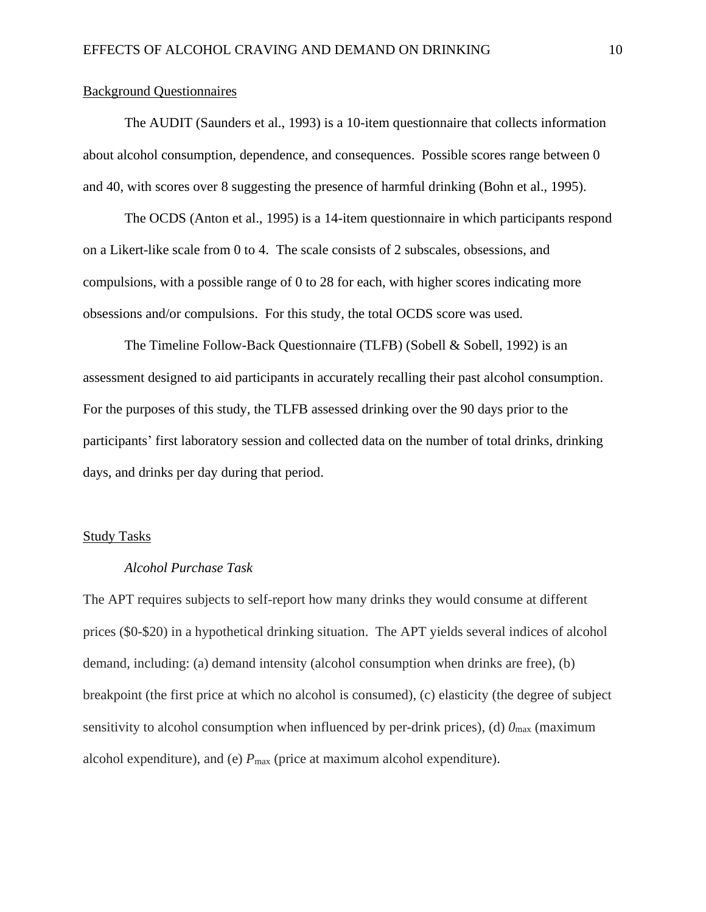Background Questionnaires

The AUDIT (Saunders et al., 1993) is a 10-item questionnaire that collects information about alcohol consumption, dependence, and consequences. Possible scores range between 0 and 40, with scores over 8 suggesting the presence of harmful drinking (Bohn et al., 1995).

The OCDS (Anton et al., 1995) is a 14-item questionnaire in which participants respond on a Likert-like scale from 0 to 4. The scale consists of 2 subscales, obsessions, and compulsions, with a possible range of 0 to 28 for each, with higher scores indicating more obsessions and/or compulsions. For this study, the total OCDS score was used.

The Timeline Follow-Back Questionnaire (TLFB) (Sobell & Sobell, 1992) is an assessment designed to aid participants in accurately recalling their past alcohol consumption. For the purposes of this study, the TLFB assessed drinking over the 90 days prior to the participants' first laboratory session and collected data on the number of total drinks, drinking days, and drinks per day during that period.

Study Tasks

*Alcohol Purchase Task*

The APT requires subjects to self-report how many drinks they would consume at different prices ($0-$20) in a hypothetical drinking situation. The APT yields several indices of alcohol demand, including: (a) demand intensity (alcohol consumption when drinks are free), (b) breakpoint (the first price at which no alcohol is consumed), (c) elasticity (the degree of subject sensitivity to alcohol consumption when influenced by per-drink prices), (d) $0_{max}$ (maximum alcohol expenditure), and (e) $P_{max}$ (price at maximum alcohol expenditure).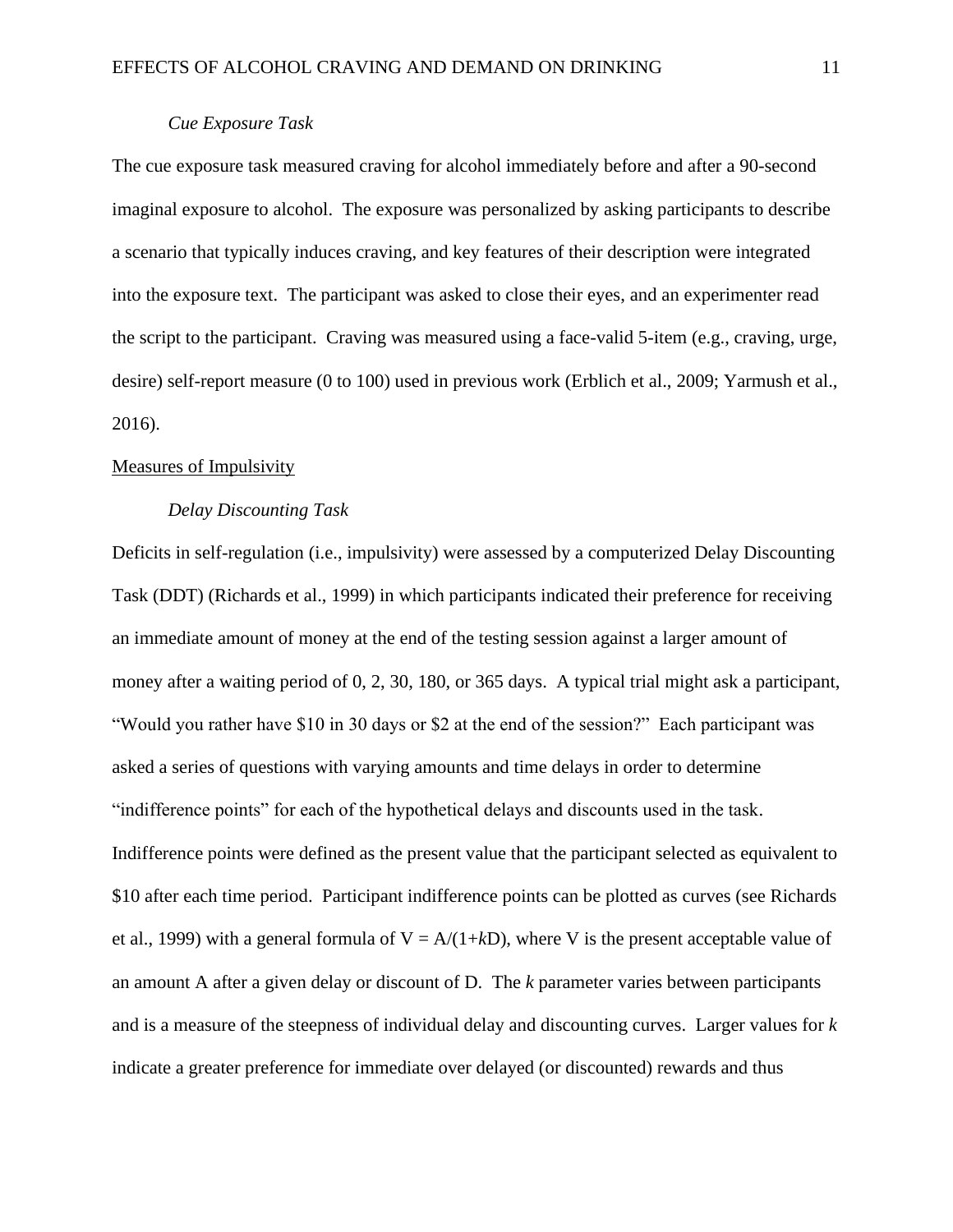*Cue Exposure Task*

The cue exposure task measured craving for alcohol immediately before and after a 90-second imaginal exposure to alcohol. The exposure was personalized by asking participants to describe a scenario that typically induces craving, and key features of their description were integrated into the exposure text. The participant was asked to close their eyes, and an experimenter read the script to the participant. Craving was measured using a face-valid 5-item (e.g., craving, urge, desire) self-report measure (0 to 100) used in previous work (Erblich et al., 2009; Yarmush et al., 2016).

<u>Measures of Impulsivity</u>

*Delay Discounting Task*

Deficits in self-regulation (i.e., impulsivity) were assessed by a computerized Delay Discounting Task (DDT) (Richards et al., 1999) in which participants indicated their preference for receiving an immediate amount of money at the end of the testing session against a larger amount of money after a waiting period of 0, 2, 30, 180, or 365 days. A typical trial might ask a participant, "Would you rather have $10 in 30 days or $2 at the end of the session?" Each participant was asked a series of questions with varying amounts and time delays in order to determine "indifference points" for each of the hypothetical delays and discounts used in the task. Indifference points were defined as the present value that the participant selected as equivalent to $10 after each time period. Participant indifference points can be plotted as curves (see Richards et al., 1999) with a general formula of $V = A/(1+kD)$, where V is the present acceptable value of an amount A after a given delay or discount of D. The $k$ parameter varies between participants and is a measure of the steepness of individual delay and discounting curves. Larger values for $k$ indicate a greater preference for immediate over delayed (or discounted) rewards and thus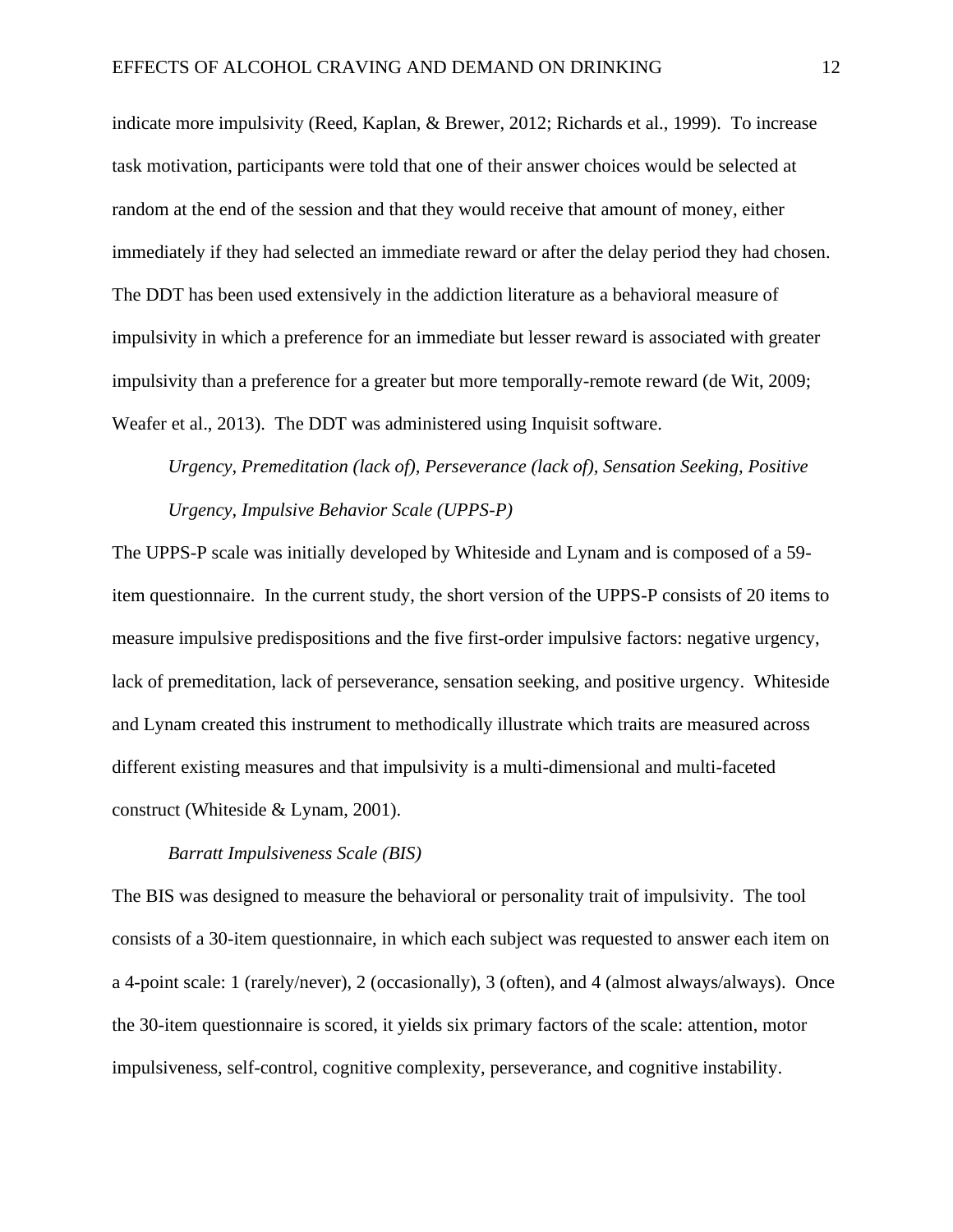indicate more impulsivity (Reed, Kaplan, & Brewer, 2012; Richards et al., 1999). To increase task motivation, participants were told that one of their answer choices would be selected at random at the end of the session and that they would receive that amount of money, either immediately if they had selected an immediate reward or after the delay period they had chosen. The DDT has been used extensively in the addiction literature as a behavioral measure of impulsivity in which a preference for an immediate but lesser reward is associated with greater impulsivity than a preference for a greater but more temporally-remote reward (de Wit, 2009; Weafer et al., 2013). The DDT was administered using Inquisit software.

*Urgency, Premeditation (lack of), Perseverance (lack of), Sensation Seeking, Positive Urgency, Impulsive Behavior Scale (UPPS-P)*

The UPPS-P scale was initially developed by Whiteside and Lynam and is composed of a 59-item questionnaire. In the current study, the short version of the UPPS-P consists of 20 items to measure impulsive predispositions and the five first-order impulsive factors: negative urgency, lack of premeditation, lack of perseverance, sensation seeking, and positive urgency. Whiteside and Lynam created this instrument to methodically illustrate which traits are measured across different existing measures and that impulsivity is a multi-dimensional and multi-faceted construct (Whiteside & Lynam, 2001).

*Barratt Impulsiveness Scale (BIS)*

The BIS was designed to measure the behavioral or personality trait of impulsivity. The tool consists of a 30-item questionnaire, in which each subject was requested to answer each item on a 4-point scale: 1 (rarely/never), 2 (occasionally), 3 (often), and 4 (almost always/always). Once the 30-item questionnaire is scored, it yields six primary factors of the scale: attention, motor impulsiveness, self-control, cognitive complexity, perseverance, and cognitive instability.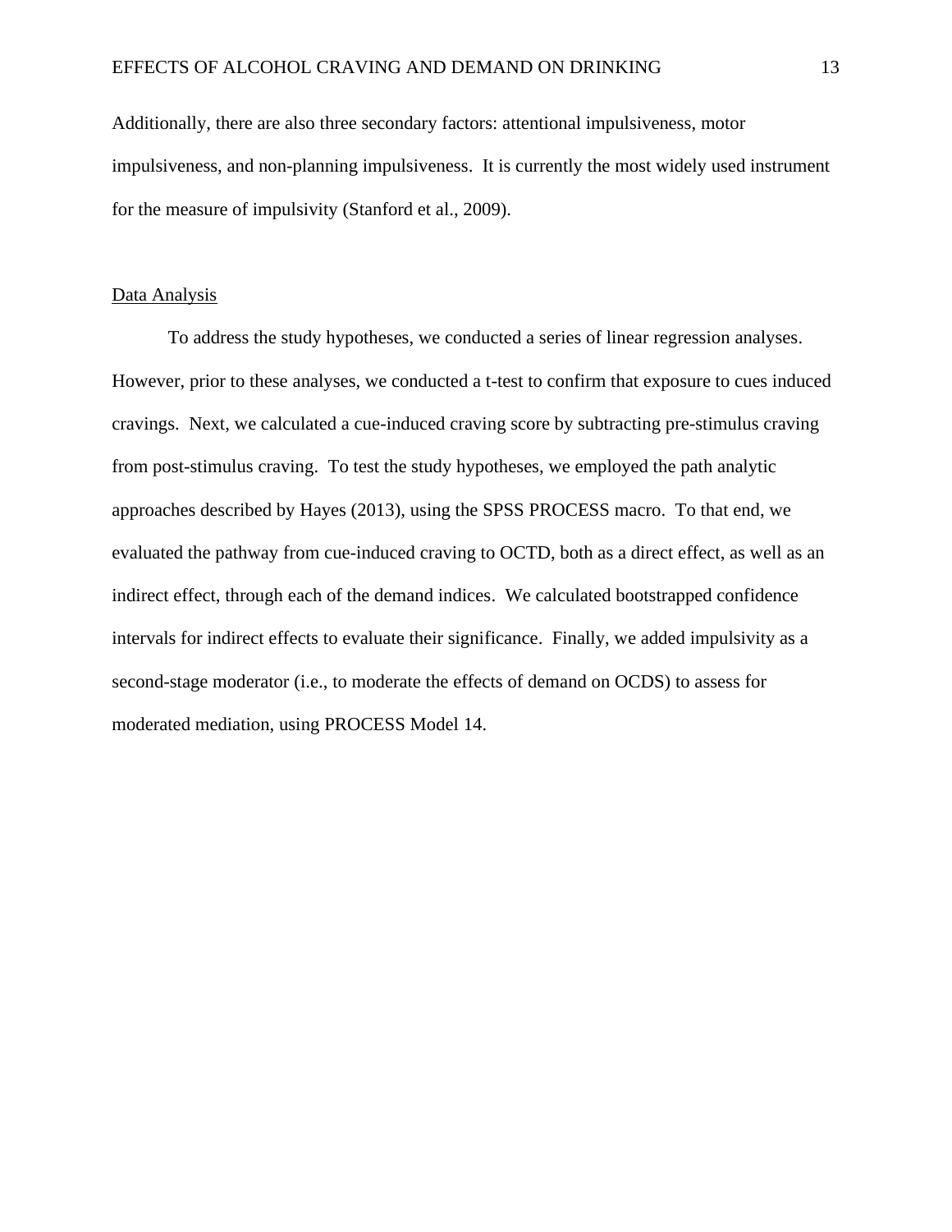Additionally, there are also three secondary factors: attentional impulsiveness, motor impulsiveness, and non-planning impulsiveness. It is currently the most widely used instrument for the measure of impulsivity (Stanford et al., 2009).

## Data Analysis

To address the study hypotheses, we conducted a series of linear regression analyses. However, prior to these analyses, we conducted a t-test to confirm that exposure to cues induced cravings. Next, we calculated a cue-induced craving score by subtracting pre-stimulus craving from post-stimulus craving. To test the study hypotheses, we employed the path analytic approaches described by Hayes (2013), using the SPSS PROCESS macro. To that end, we evaluated the pathway from cue-induced craving to OCTD, both as a direct effect, as well as an indirect effect, through each of the demand indices. We calculated bootstrapped confidence intervals for indirect effects to evaluate their significance. Finally, we added impulsivity as a second-stage moderator (i.e., to moderate the effects of demand on OCDS) to assess for moderated mediation, using PROCESS Model 14.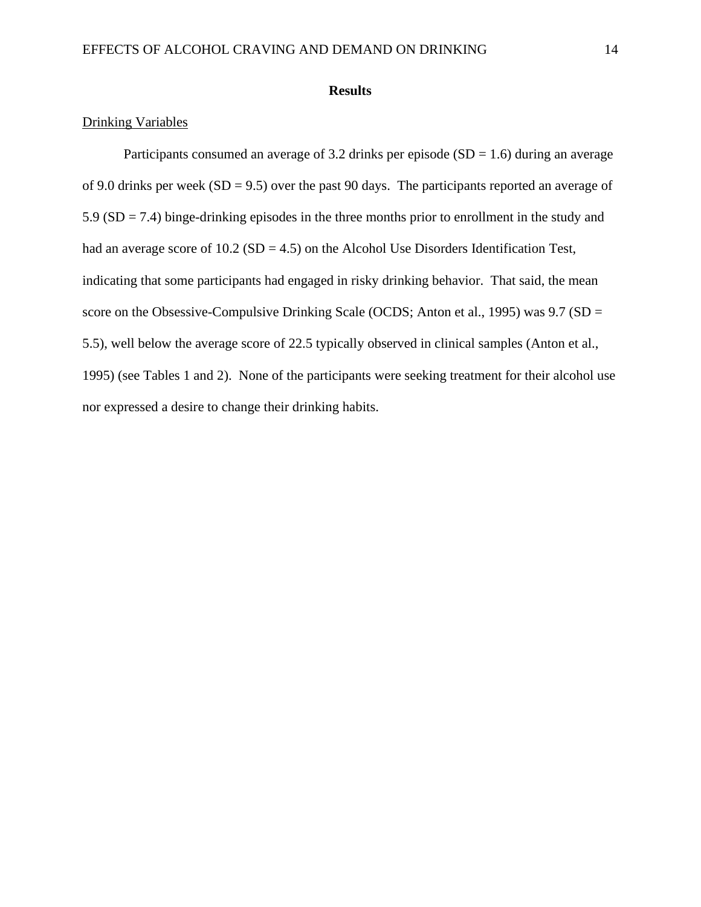## Results

<u>Drinking Variables</u>

Participants consumed an average of 3.2 drinks per episode (SD = 1.6) during an average of 9.0 drinks per week (SD = 9.5) over the past 90 days. The participants reported an average of 5.9 (SD = 7.4) binge-drinking episodes in the three months prior to enrollment in the study and had an average score of 10.2 (SD = 4.5) on the Alcohol Use Disorders Identification Test, indicating that some participants had engaged in risky drinking behavior. That said, the mean score on the Obsessive-Compulsive Drinking Scale (OCDS; Anton et al., 1995) was 9.7 (SD = 5.5), well below the average score of 22.5 typically observed in clinical samples (Anton et al., 1995) (see Tables 1 and 2). None of the participants were seeking treatment for their alcohol use nor expressed a desire to change their drinking habits.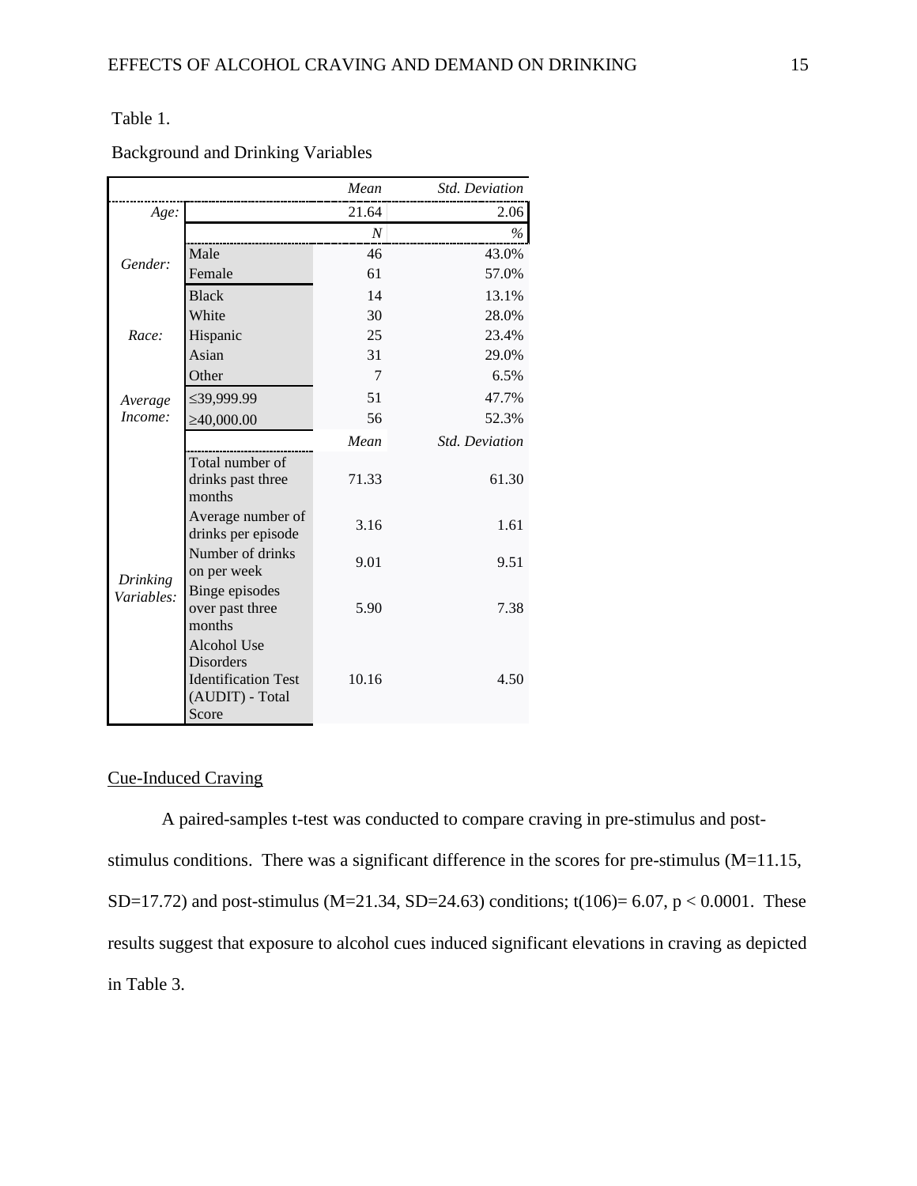Table 1.

Background and Drinking Variables

| | | *Mean* | *Std. Deviation* |
|---|---|---|---|
| *Age:* | | 21.64 | 2.06 |
| | | *N* | *%* |
| *Gender:* | Male | 46 | 43.0% |
| | Female | 61 | 57.0% |
| *Race:* | Black | 14 | 13.1% |
| | White | 30 | 28.0% |
| | Hispanic | 25 | 23.4% |
| | Asian | 31 | 29.0% |
| | Other | 7 | 6.5% |
| *Average Income:* | ≤39,999.99 | 51 | 47.7% |
| | ≥40,000.00 | 56 | 52.3% |
| | | *Mean* | *Std. Deviation* |
| *Drinking Variables:* | Total number of drinks past three months | 71.33 | 61.30 |
| | Average number of drinks per episode | 3.16 | 1.61 |
| | Number of drinks on per week | 9.01 | 9.51 |
| | Binge episodes over past three months | 5.90 | 7.38 |
| | Alcohol Use Disorders Identification Test (AUDIT) - Total Score | 10.16 | 4.50 |

Cue-Induced Craving

A paired-samples t-test was conducted to compare craving in pre-stimulus and post-stimulus conditions. There was a significant difference in the scores for pre-stimulus ($M=11.15$, $SD=17.72$) and post-stimulus ($M=21.34$, $SD=24.63$) conditions; $t(106)= 6.07$, $p < 0.0001$. These results suggest that exposure to alcohol cues induced significant elevations in craving as depicted in Table 3.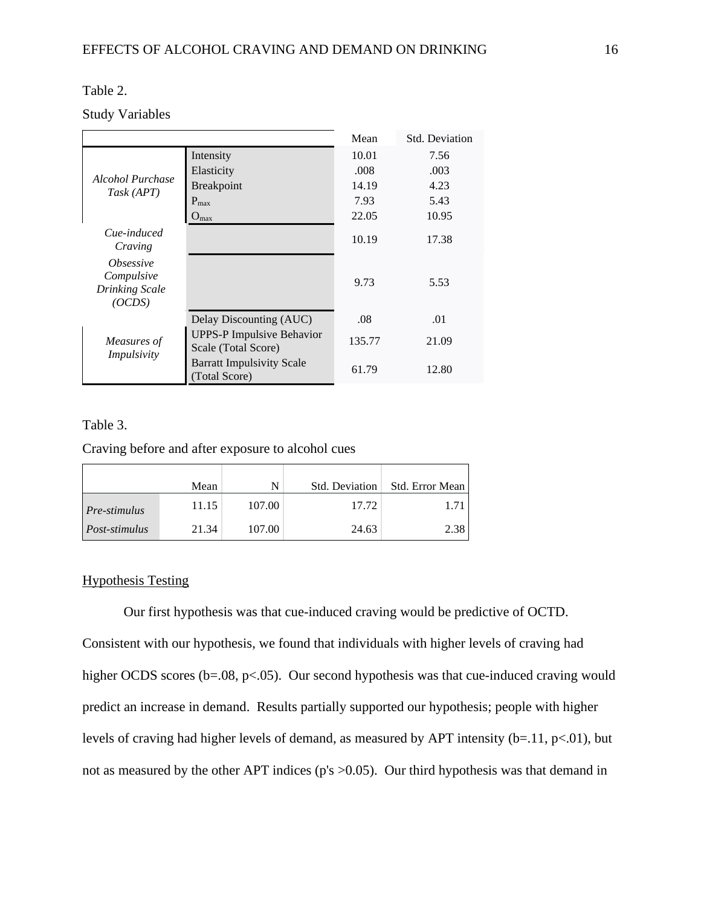Table 2.

Study Variables

| | | Mean | Std. Deviation |
|---|---|---|---|
| *Alcohol Purchase Task (APT)* | Intensity | 10.01 | 7.56 |
| | Elasticity | .008 | .003 |
| | Breakpoint | 14.19 | 4.23 |
| | $P_{max}$ | 7.93 | 5.43 |
| | $O_{max}$ | 22.05 | 10.95 |
| *Cue-induced Craving* | | 10.19 | 17.38 |
| *Obsessive Compulsive Drinking Scale (OCDS)* | | 9.73 | 5.53 |
| *Measures of Impulsivity* | Delay Discounting (AUC) | .08 | .01 |
| | UPPS-P Impulsive Behavior Scale (Total Score) | 135.77 | 21.09 |
| | Barratt Impulsivity Scale (Total Score) | 61.79 | 12.80 |

Table 3.

Craving before and after exposure to alcohol cues

| | Mean | N | Std. Deviation | Std. Error Mean |
|---|---|---|---|---|
| *Pre-stimulus* | 11.15 | 107.00 | 17.72 | 1.71 |
| *Post-stimulus* | 21.34 | 107.00 | 24.63 | 2.38 |

Hypothesis Testing

Our first hypothesis was that cue-induced craving would be predictive of OCTD. Consistent with our hypothesis, we found that individuals with higher levels of craving had higher OCDS scores ($b=.08$, $p<.05$). Our second hypothesis was that cue-induced craving would predict an increase in demand. Results partially supported our hypothesis; people with higher levels of craving had higher levels of demand, as measured by APT intensity ($b=.11$, $p<.01$), but not as measured by the other APT indices ($p$'s $>0.05$). Our third hypothesis was that demand in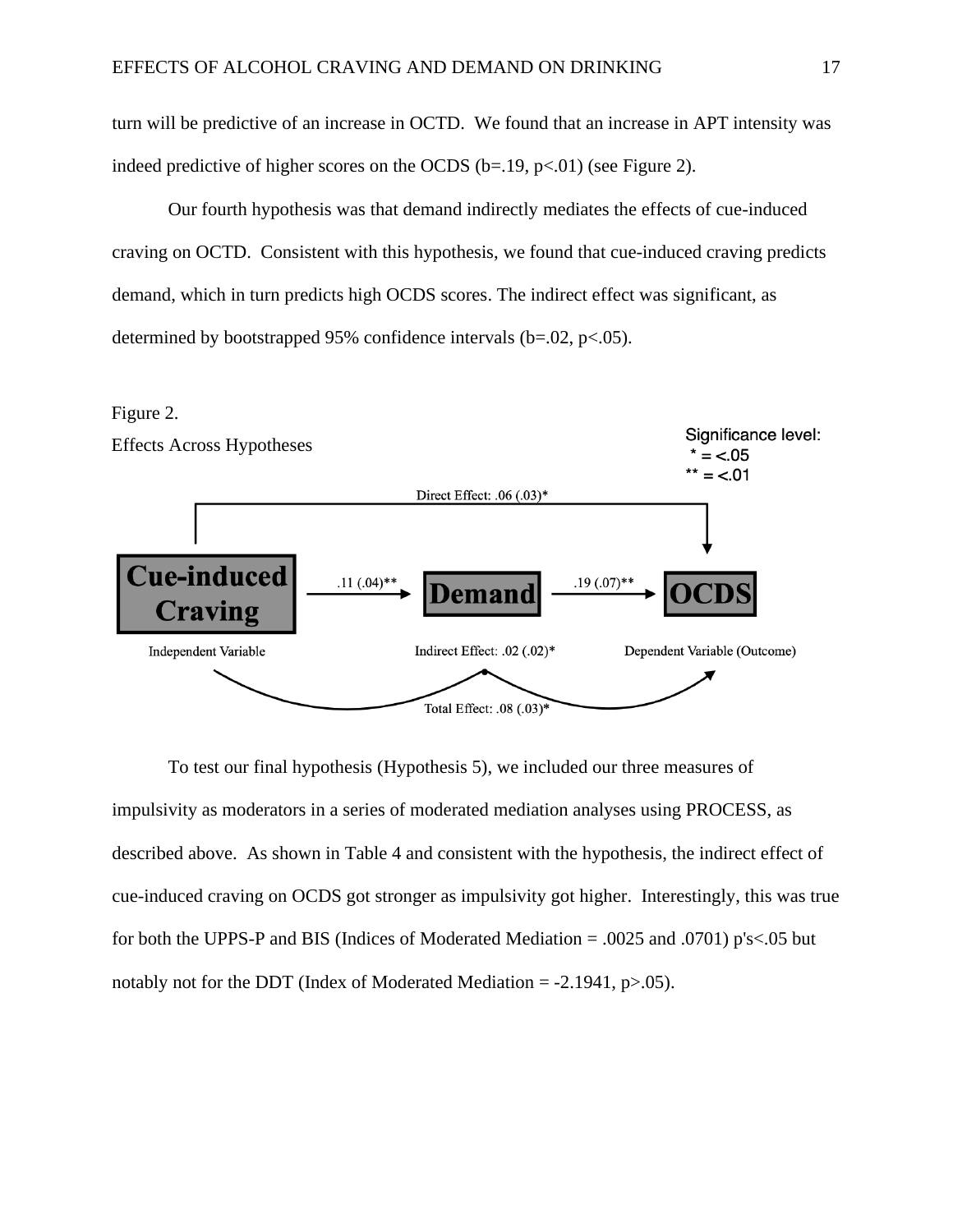turn will be predictive of an increase in OCTD. We found that an increase in APT intensity was indeed predictive of higher scores on the OCDS ($b=.19$, $p<.01$) (see Figure 2).

Our fourth hypothesis was that demand indirectly mediates the effects of cue-induced craving on OCTD. Consistent with this hypothesis, we found that cue-induced craving predicts demand, which in turn predicts high OCDS scores. The indirect effect was significant, as determined by bootstrapped 95% confidence intervals ($b=.02$, $p<.05$).

Figure 2.

Effects Across Hypotheses

Significance level:
* = <.05
** = <.01

Direct Effect: .06 (.03)*

Cue-induced Craving → .11 (.04)** → Demand → .19 (.07)** → OCDS

Independent Variable | Indirect Effect: .02 (.02)* | Dependent Variable (Outcome)

Total Effect: .08 (.03)*

To test our final hypothesis (Hypothesis 5), we included our three measures of impulsivity as moderators in a series of moderated mediation analyses using PROCESS, as described above. As shown in Table 4 and consistent with the hypothesis, the indirect effect of cue-induced craving on OCDS got stronger as impulsivity got higher. Interestingly, this was true for both the UPPS-P and BIS (Indices of Moderated Mediation = .0025 and .0701) p's<.05 but notably not for the DDT (Index of Moderated Mediation = -2.1941, $p>.05$).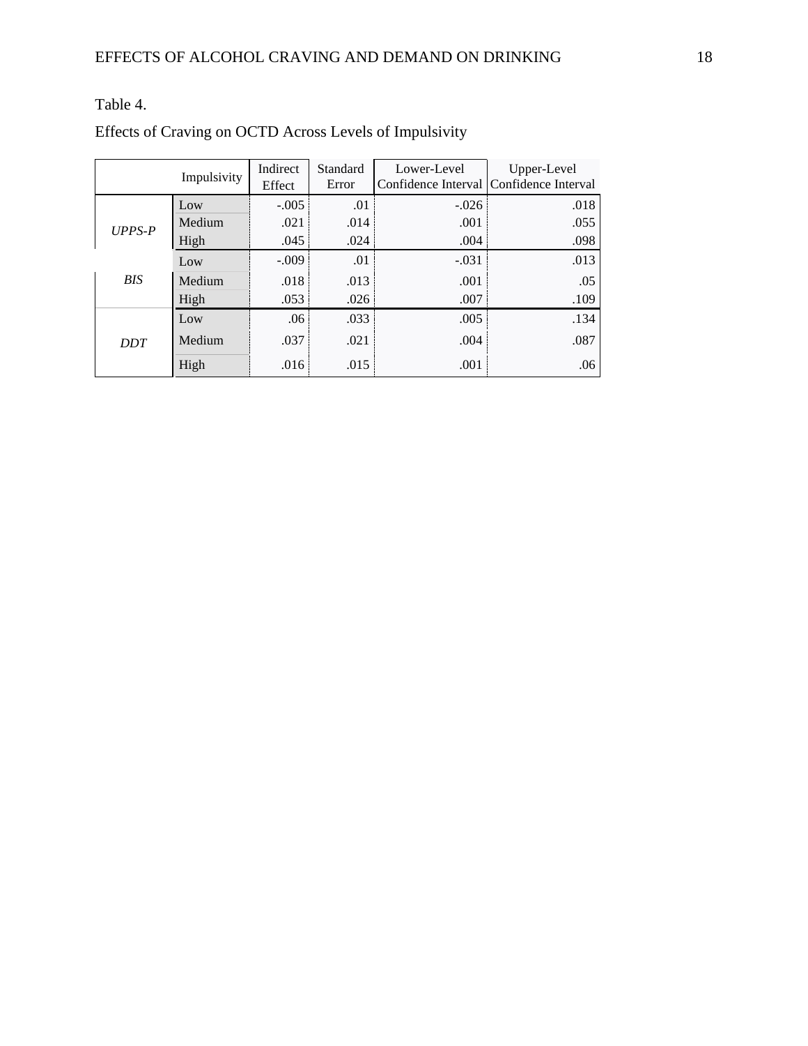Table 4.

Effects of Craving on OCTD Across Levels of Impulsivity

| | Impulsivity | Indirect Effect | Standard Error | Lower-Level Confidence Interval | Upper-Level Confidence Interval |
|---|---|---|---|---|---|
| *UPPS-P* | Low | -.005 | .01 | -.026 | .018 |
| | Medium | .021 | .014 | .001 | .055 |
| | High | .045 | .024 | .004 | .098 |
| *BIS* | Low | -.009 | .01 | -.031 | .013 |
| | Medium | .018 | .013 | .001 | .05 |
| | High | .053 | .026 | .007 | .109 |
| *DDT* | Low | .06 | .033 | .005 | .134 |
| | Medium | .037 | .021 | .004 | .087 |
| | High | .016 | .015 | .001 | .06 |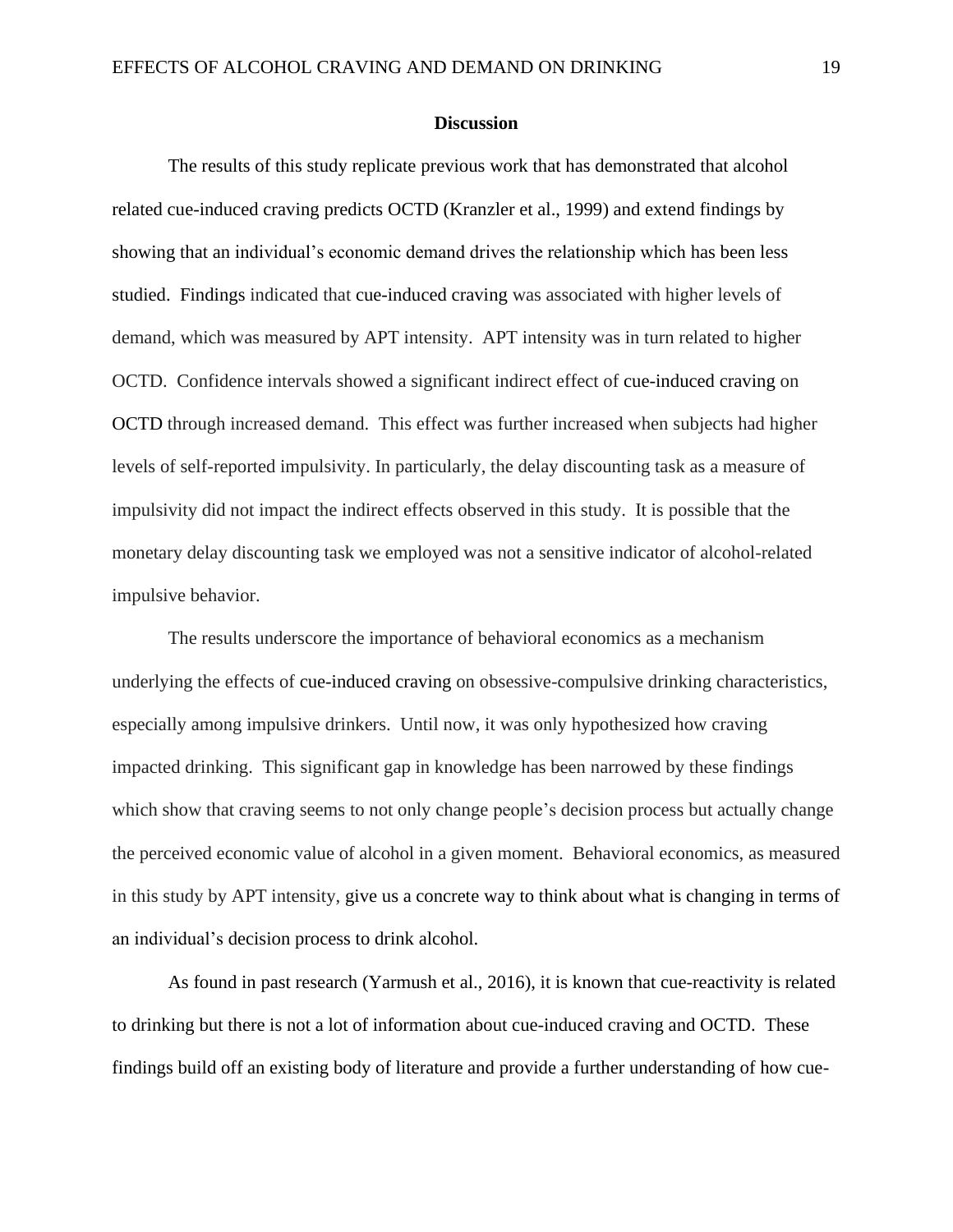## Discussion

The results of this study replicate previous work that has demonstrated that alcohol related cue-induced craving predicts OCTD (Kranzler et al., 1999) and extend findings by showing that an individual's economic demand drives the relationship which has been less studied. Findings indicated that cue-induced craving was associated with higher levels of demand, which was measured by APT intensity. APT intensity was in turn related to higher OCTD. Confidence intervals showed a significant indirect effect of cue-induced craving on OCTD through increased demand. This effect was further increased when subjects had higher levels of self-reported impulsivity. In particularly, the delay discounting task as a measure of impulsivity did not impact the indirect effects observed in this study. It is possible that the monetary delay discounting task we employed was not a sensitive indicator of alcohol-related impulsive behavior.

The results underscore the importance of behavioral economics as a mechanism underlying the effects of cue-induced craving on obsessive-compulsive drinking characteristics, especially among impulsive drinkers. Until now, it was only hypothesized how craving impacted drinking. This significant gap in knowledge has been narrowed by these findings which show that craving seems to not only change people's decision process but actually change the perceived economic value of alcohol in a given moment. Behavioral economics, as measured in this study by APT intensity, give us a concrete way to think about what is changing in terms of an individual's decision process to drink alcohol.

As found in past research (Yarmush et al., 2016), it is known that cue-reactivity is related to drinking but there is not a lot of information about cue-induced craving and OCTD. These findings build off an existing body of literature and provide a further understanding of how cue-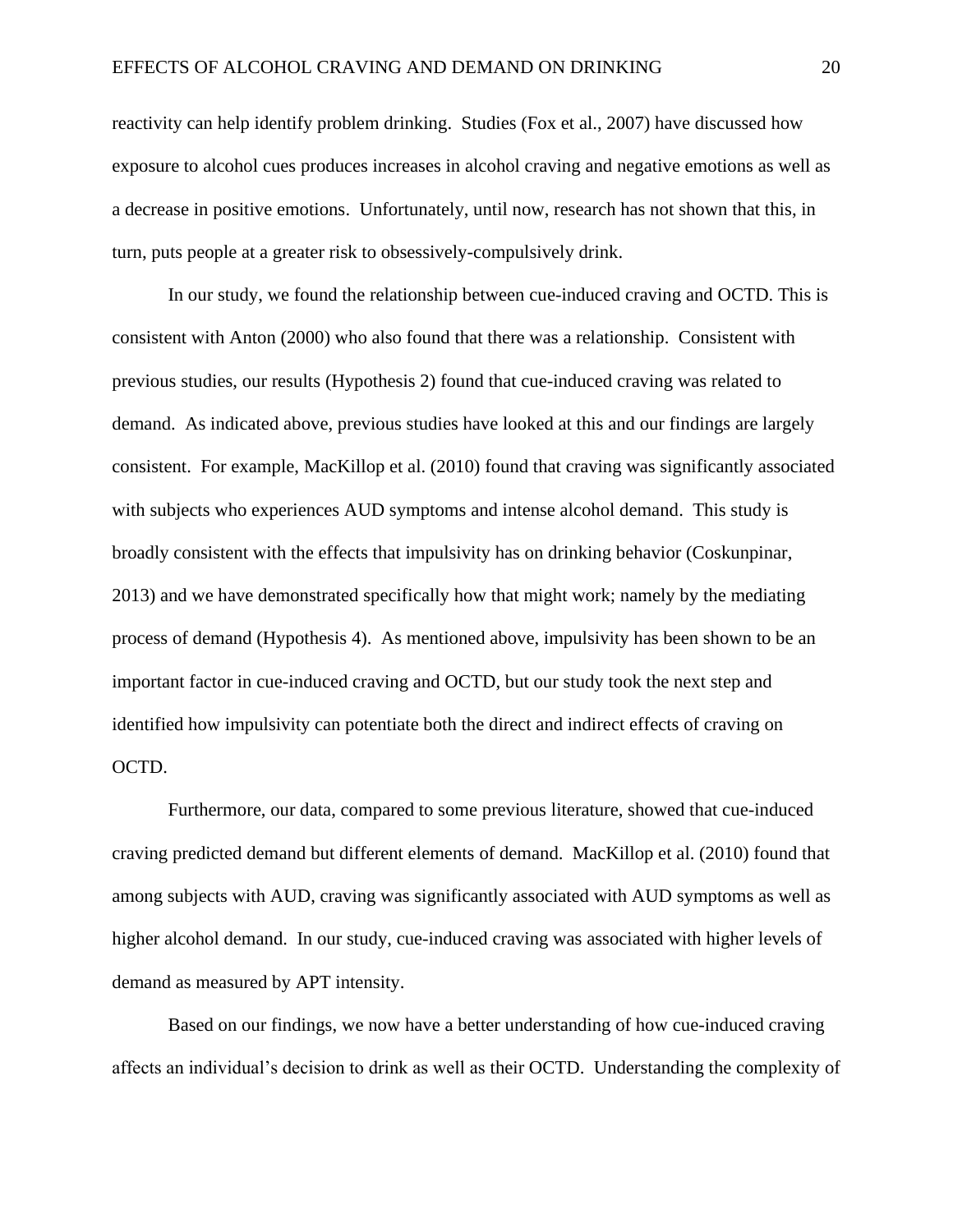reactivity can help identify problem drinking. Studies (Fox et al., 2007) have discussed how exposure to alcohol cues produces increases in alcohol craving and negative emotions as well as a decrease in positive emotions. Unfortunately, until now, research has not shown that this, in turn, puts people at a greater risk to obsessively-compulsively drink.

In our study, we found the relationship between cue-induced craving and OCTD. This is consistent with Anton (2000) who also found that there was a relationship. Consistent with previous studies, our results (Hypothesis 2) found that cue-induced craving was related to demand. As indicated above, previous studies have looked at this and our findings are largely consistent. For example, MacKillop et al. (2010) found that craving was significantly associated with subjects who experiences AUD symptoms and intense alcohol demand. This study is broadly consistent with the effects that impulsivity has on drinking behavior (Coskunpinar, 2013) and we have demonstrated specifically how that might work; namely by the mediating process of demand (Hypothesis 4). As mentioned above, impulsivity has been shown to be an important factor in cue-induced craving and OCTD, but our study took the next step and identified how impulsivity can potentiate both the direct and indirect effects of craving on OCTD.

Furthermore, our data, compared to some previous literature, showed that cue-induced craving predicted demand but different elements of demand. MacKillop et al. (2010) found that among subjects with AUD, craving was significantly associated with AUD symptoms as well as higher alcohol demand. In our study, cue-induced craving was associated with higher levels of demand as measured by APT intensity.

Based on our findings, we now have a better understanding of how cue-induced craving affects an individual's decision to drink as well as their OCTD. Understanding the complexity of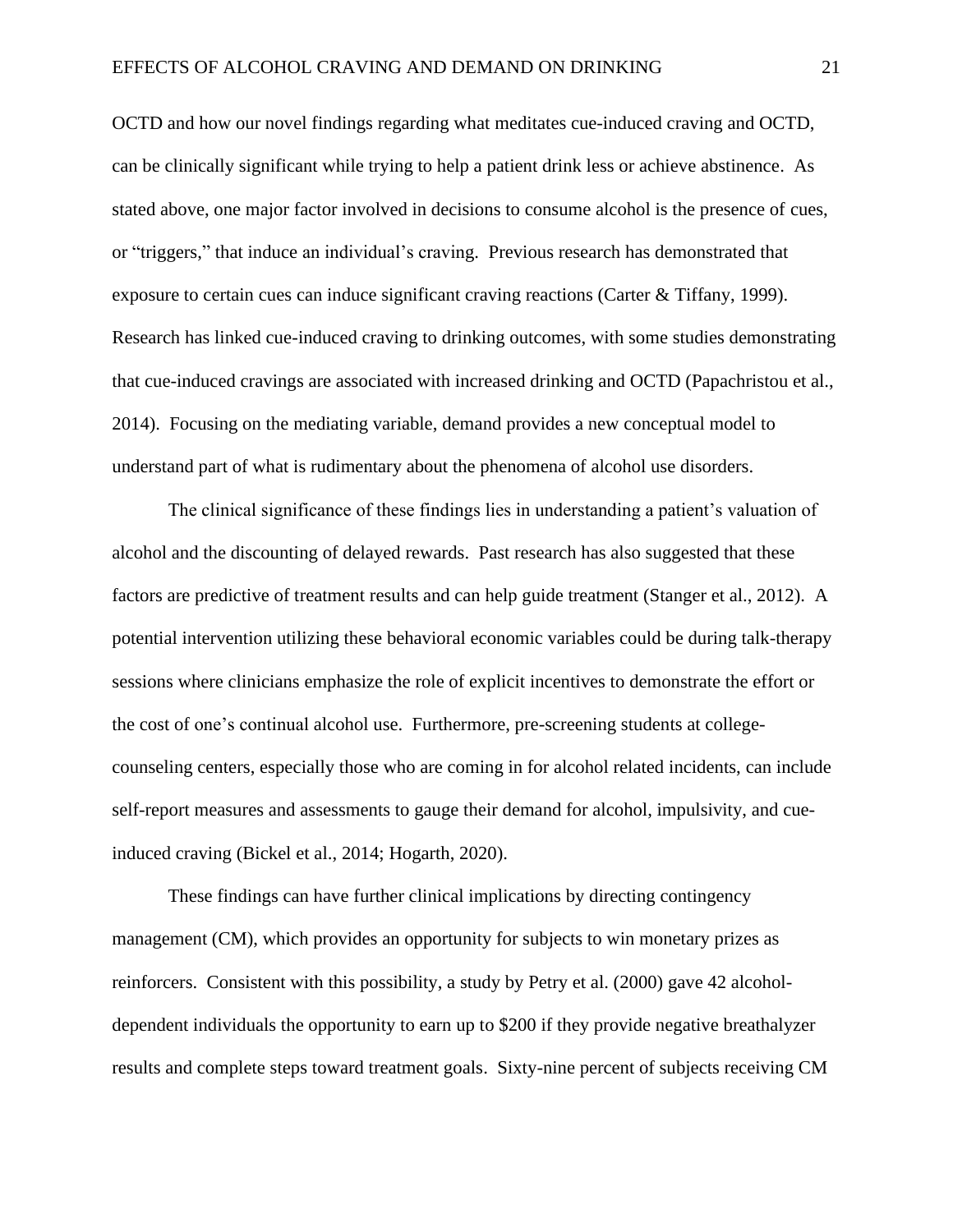OCTD and how our novel findings regarding what meditates cue-induced craving and OCTD, can be clinically significant while trying to help a patient drink less or achieve abstinence. As stated above, one major factor involved in decisions to consume alcohol is the presence of cues, or "triggers," that induce an individual's craving. Previous research has demonstrated that exposure to certain cues can induce significant craving reactions (Carter & Tiffany, 1999). Research has linked cue-induced craving to drinking outcomes, with some studies demonstrating that cue-induced cravings are associated with increased drinking and OCTD (Papachristou et al., 2014). Focusing on the mediating variable, demand provides a new conceptual model to understand part of what is rudimentary about the phenomena of alcohol use disorders.

The clinical significance of these findings lies in understanding a patient's valuation of alcohol and the discounting of delayed rewards. Past research has also suggested that these factors are predictive of treatment results and can help guide treatment (Stanger et al., 2012). A potential intervention utilizing these behavioral economic variables could be during talk-therapy sessions where clinicians emphasize the role of explicit incentives to demonstrate the effort or the cost of one's continual alcohol use. Furthermore, pre-screening students at college-counseling centers, especially those who are coming in for alcohol related incidents, can include self-report measures and assessments to gauge their demand for alcohol, impulsivity, and cue-induced craving (Bickel et al., 2014; Hogarth, 2020).

These findings can have further clinical implications by directing contingency management (CM), which provides an opportunity for subjects to win monetary prizes as reinforcers. Consistent with this possibility, a study by Petry et al. (2000) gave 42 alcohol-dependent individuals the opportunity to earn up to $200 if they provide negative breathalyzer results and complete steps toward treatment goals. Sixty-nine percent of subjects receiving CM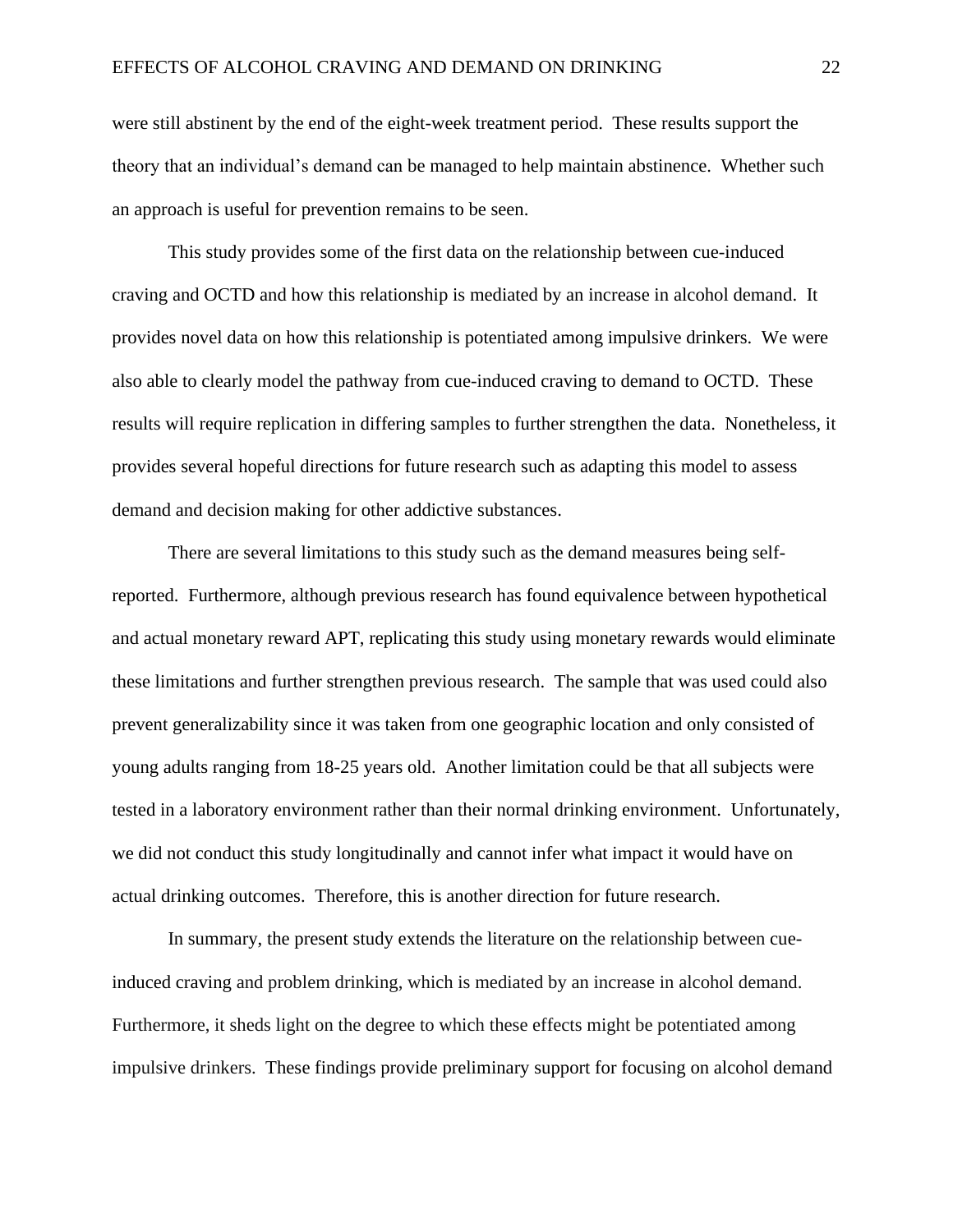were still abstinent by the end of the eight-week treatment period. These results support the theory that an individual's demand can be managed to help maintain abstinence. Whether such an approach is useful for prevention remains to be seen.

This study provides some of the first data on the relationship between cue-induced craving and OCTD and how this relationship is mediated by an increase in alcohol demand. It provides novel data on how this relationship is potentiated among impulsive drinkers. We were also able to clearly model the pathway from cue-induced craving to demand to OCTD. These results will require replication in differing samples to further strengthen the data. Nonetheless, it provides several hopeful directions for future research such as adapting this model to assess demand and decision making for other addictive substances.

There are several limitations to this study such as the demand measures being self-reported. Furthermore, although previous research has found equivalence between hypothetical and actual monetary reward APT, replicating this study using monetary rewards would eliminate these limitations and further strengthen previous research. The sample that was used could also prevent generalizability since it was taken from one geographic location and only consisted of young adults ranging from 18-25 years old. Another limitation could be that all subjects were tested in a laboratory environment rather than their normal drinking environment. Unfortunately, we did not conduct this study longitudinally and cannot infer what impact it would have on actual drinking outcomes. Therefore, this is another direction for future research.

In summary, the present study extends the literature on the relationship between cue-induced craving and problem drinking, which is mediated by an increase in alcohol demand. Furthermore, it sheds light on the degree to which these effects might be potentiated among impulsive drinkers. These findings provide preliminary support for focusing on alcohol demand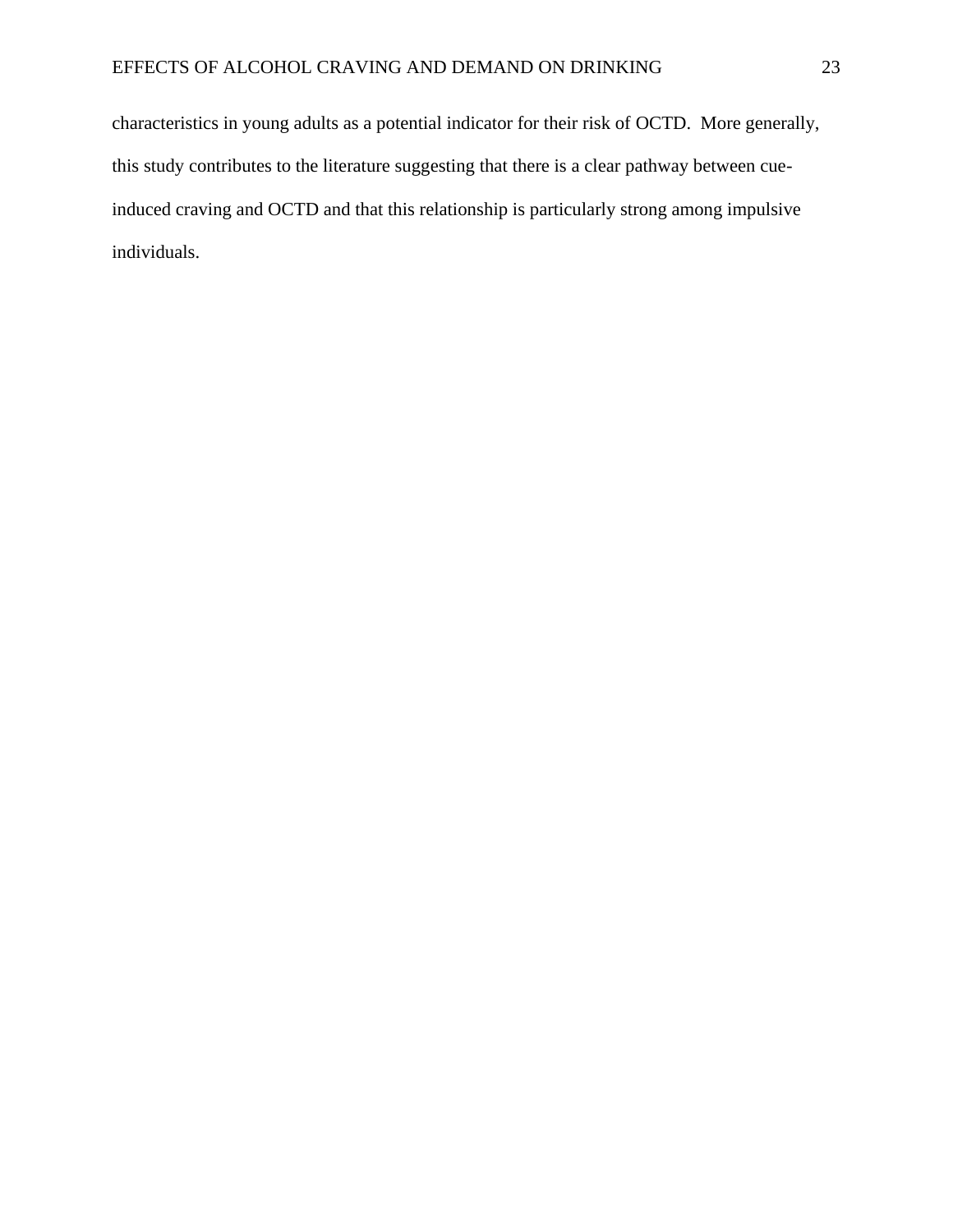characteristics in young adults as a potential indicator for their risk of OCTD. More generally, this study contributes to the literature suggesting that there is a clear pathway between cue-induced craving and OCTD and that this relationship is particularly strong among impulsive individuals.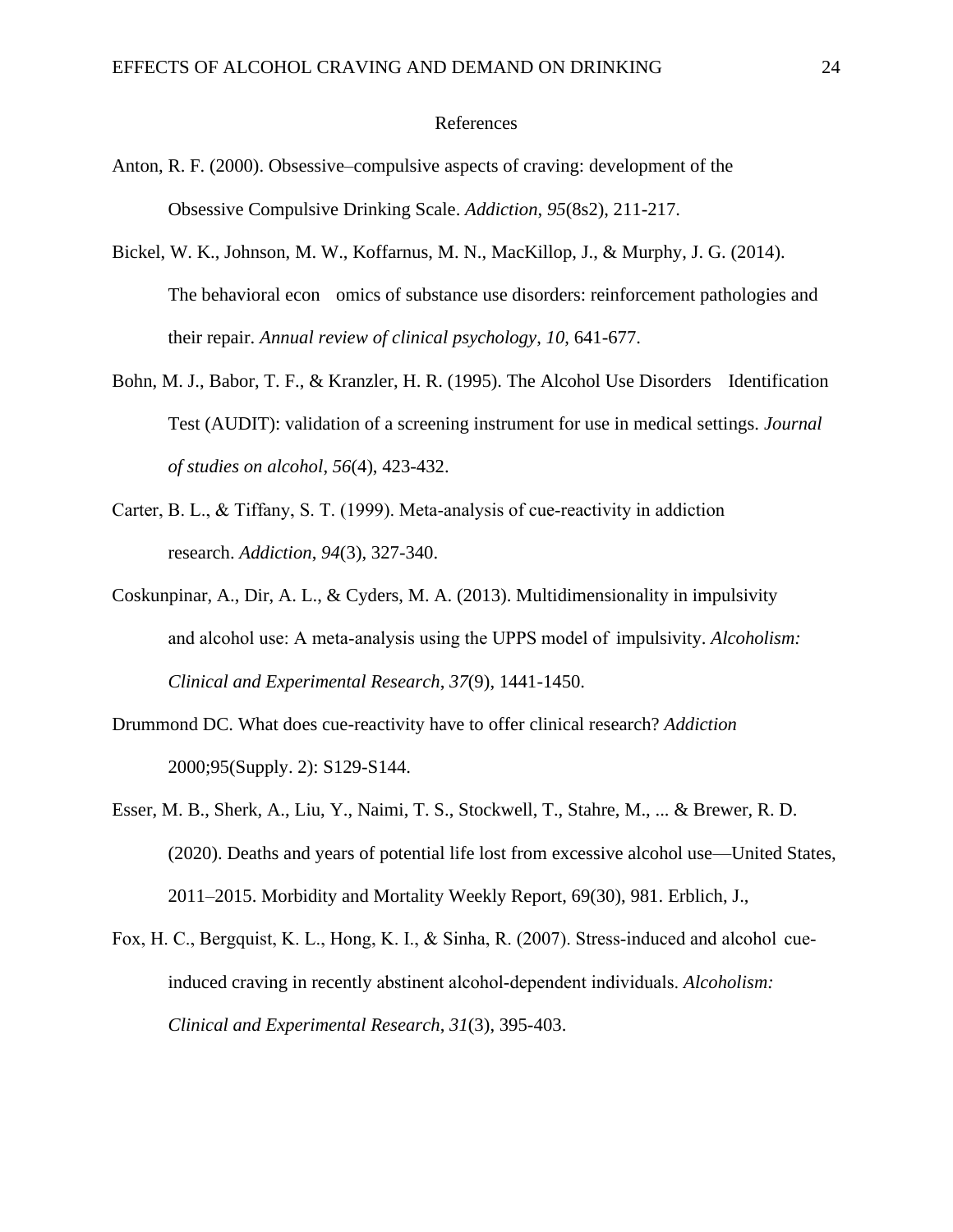References

Anton, R. F. (2000). Obsessive–compulsive aspects of craving: development of the Obsessive Compulsive Drinking Scale. *Addiction*, *95*(8s2), 211-217.

Bickel, W. K., Johnson, M. W., Koffarnus, M. N., MacKillop, J., & Murphy, J. G. (2014). The behavioral econ omics of substance use disorders: reinforcement pathologies and their repair. *Annual review of clinical psychology*, *10*, 641-677.

Bohn, M. J., Babor, T. F., & Kranzler, H. R. (1995). The Alcohol Use Disorders Identification Test (AUDIT): validation of a screening instrument for use in medical settings. *Journal of studies on alcohol*, *56*(4), 423-432.

Carter, B. L., & Tiffany, S. T. (1999). Meta-analysis of cue-reactivity in addiction research. *Addiction*, *94*(3), 327-340.

Coskunpinar, A., Dir, A. L., & Cyders, M. A. (2013). Multidimensionality in impulsivity and alcohol use: A meta-analysis using the UPPS model of impulsivity. *Alcoholism: Clinical and Experimental Research*, *37*(9), 1441-1450.

Drummond DC. What does cue-reactivity have to offer clinical research? *Addiction* 2000;95(Supply. 2): S129-S144.

Esser, M. B., Sherk, A., Liu, Y., Naimi, T. S., Stockwell, T., Stahre, M., ... & Brewer, R. D. (2020). Deaths and years of potential life lost from excessive alcohol use—United States, 2011–2015. Morbidity and Mortality Weekly Report, 69(30), 981. Erblich, J.,

Fox, H. C., Bergquist, K. L., Hong, K. I., & Sinha, R. (2007). Stress-induced and alcohol cue-induced craving in recently abstinent alcohol-dependent individuals. *Alcoholism: Clinical and Experimental Research*, *31*(3), 395-403.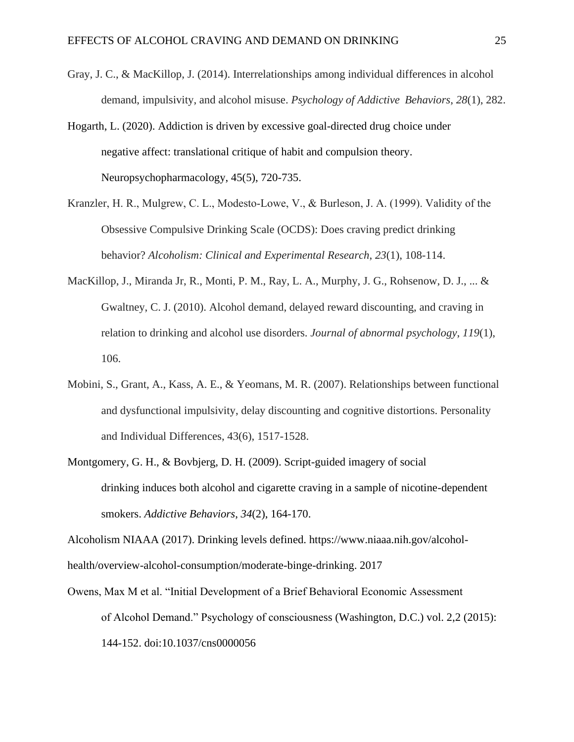Gray, J. C., & MacKillop, J. (2014). Interrelationships among individual differences in alcohol demand, impulsivity, and alcohol misuse. *Psychology of Addictive Behaviors*, *28*(1), 282.

Hogarth, L. (2020). Addiction is driven by excessive goal-directed drug choice under negative affect: translational critique of habit and compulsion theory. Neuropsychopharmacology, 45(5), 720-735.

Kranzler, H. R., Mulgrew, C. L., Modesto-Lowe, V., & Burleson, J. A. (1999). Validity of the Obsessive Compulsive Drinking Scale (OCDS): Does craving predict drinking behavior? *Alcoholism: Clinical and Experimental Research*, *23*(1), 108-114.

MacKillop, J., Miranda Jr, R., Monti, P. M., Ray, L. A., Murphy, J. G., Rohsenow, D. J., ... & Gwaltney, C. J. (2010). Alcohol demand, delayed reward discounting, and craving in relation to drinking and alcohol use disorders. *Journal of abnormal psychology*, *119*(1), 106.

Mobini, S., Grant, A., Kass, A. E., & Yeomans, M. R. (2007). Relationships between functional and dysfunctional impulsivity, delay discounting and cognitive distortions. Personality and Individual Differences, 43(6), 1517-1528.

Montgomery, G. H., & Bovbjerg, D. H. (2009). Script-guided imagery of social drinking induces both alcohol and cigarette craving in a sample of nicotine-dependent smokers. *Addictive Behaviors*, *34*(2), 164-170.

Alcoholism NIAAA (2017). Drinking levels defined. https://www.niaaa.nih.gov/alcohol-health/overview-alcohol-consumption/moderate-binge-drinking. 2017

Owens, Max M et al. "Initial Development of a Brief Behavioral Economic Assessment of Alcohol Demand." Psychology of consciousness (Washington, D.C.) vol. 2,2 (2015): 144-152. doi:10.1037/cns0000056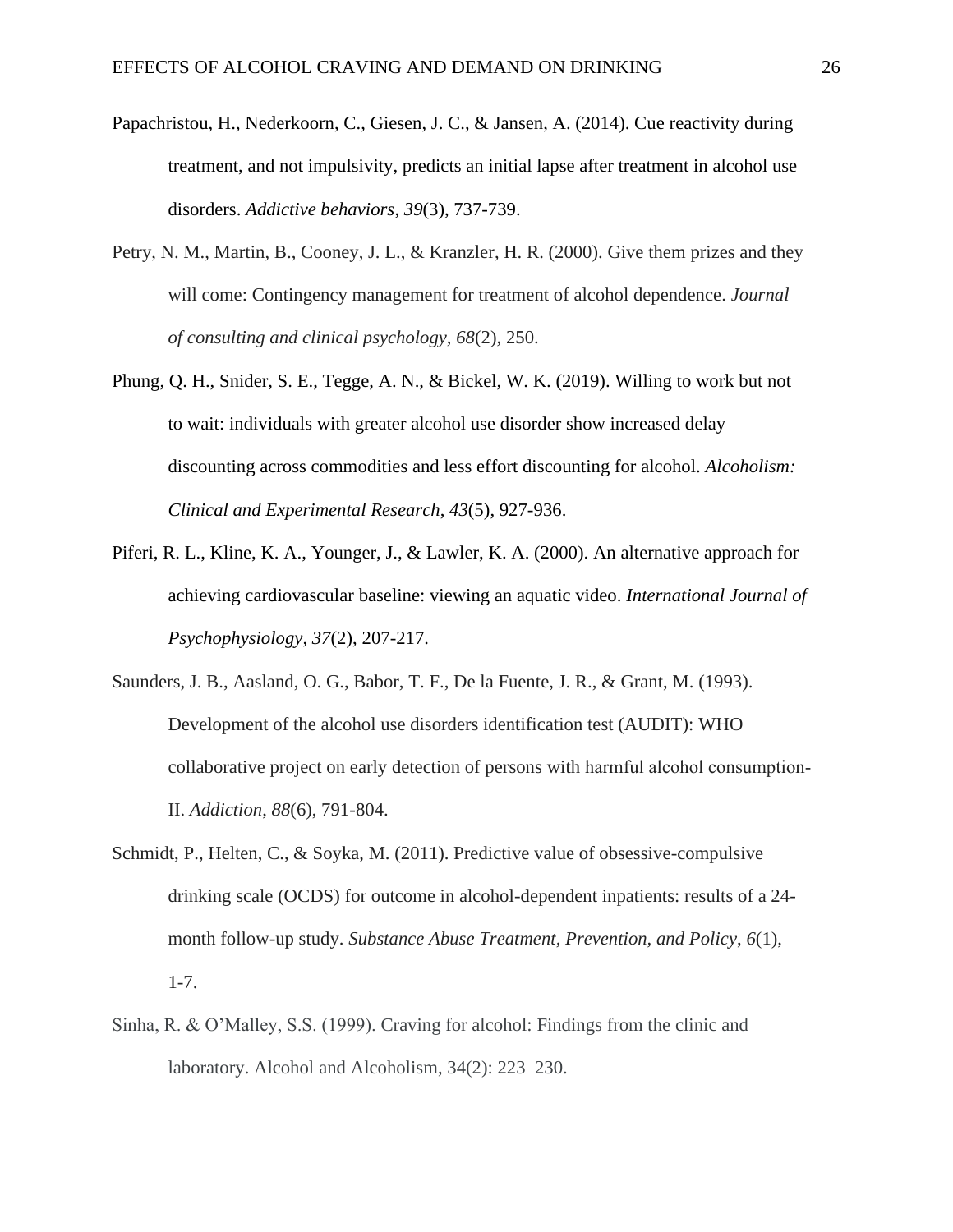Papachristou, H., Nederkoorn, C., Giesen, J. C., & Jansen, A. (2014). Cue reactivity during treatment, and not impulsivity, predicts an initial lapse after treatment in alcohol use disorders. *Addictive behaviors*, *39*(3), 737-739.

Petry, N. M., Martin, B., Cooney, J. L., & Kranzler, H. R. (2000). Give them prizes and they will come: Contingency management for treatment of alcohol dependence. *Journal of consulting and clinical psychology*, *68*(2), 250.

Phung, Q. H., Snider, S. E., Tegge, A. N., & Bickel, W. K. (2019). Willing to work but not to wait: individuals with greater alcohol use disorder show increased delay discounting across commodities and less effort discounting for alcohol. *Alcoholism: Clinical and Experimental Research*, *43*(5), 927-936.

Piferi, R. L., Kline, K. A., Younger, J., & Lawler, K. A. (2000). An alternative approach for achieving cardiovascular baseline: viewing an aquatic video. *International Journal of Psychophysiology*, *37*(2), 207-217.

Saunders, J. B., Aasland, O. G., Babor, T. F., De la Fuente, J. R., & Grant, M. (1993). Development of the alcohol use disorders identification test (AUDIT): WHO collaborative project on early detection of persons with harmful alcohol consumption-II. *Addiction*, *88*(6), 791-804.

Schmidt, P., Helten, C., & Soyka, M. (2011). Predictive value of obsessive-compulsive drinking scale (OCDS) for outcome in alcohol-dependent inpatients: results of a 24-month follow-up study. *Substance Abuse Treatment, Prevention, and Policy*, *6*(1), 1-7.

Sinha, R. & O'Malley, S.S. (1999). Craving for alcohol: Findings from the clinic and laboratory. Alcohol and Alcoholism, 34(2): 223–230.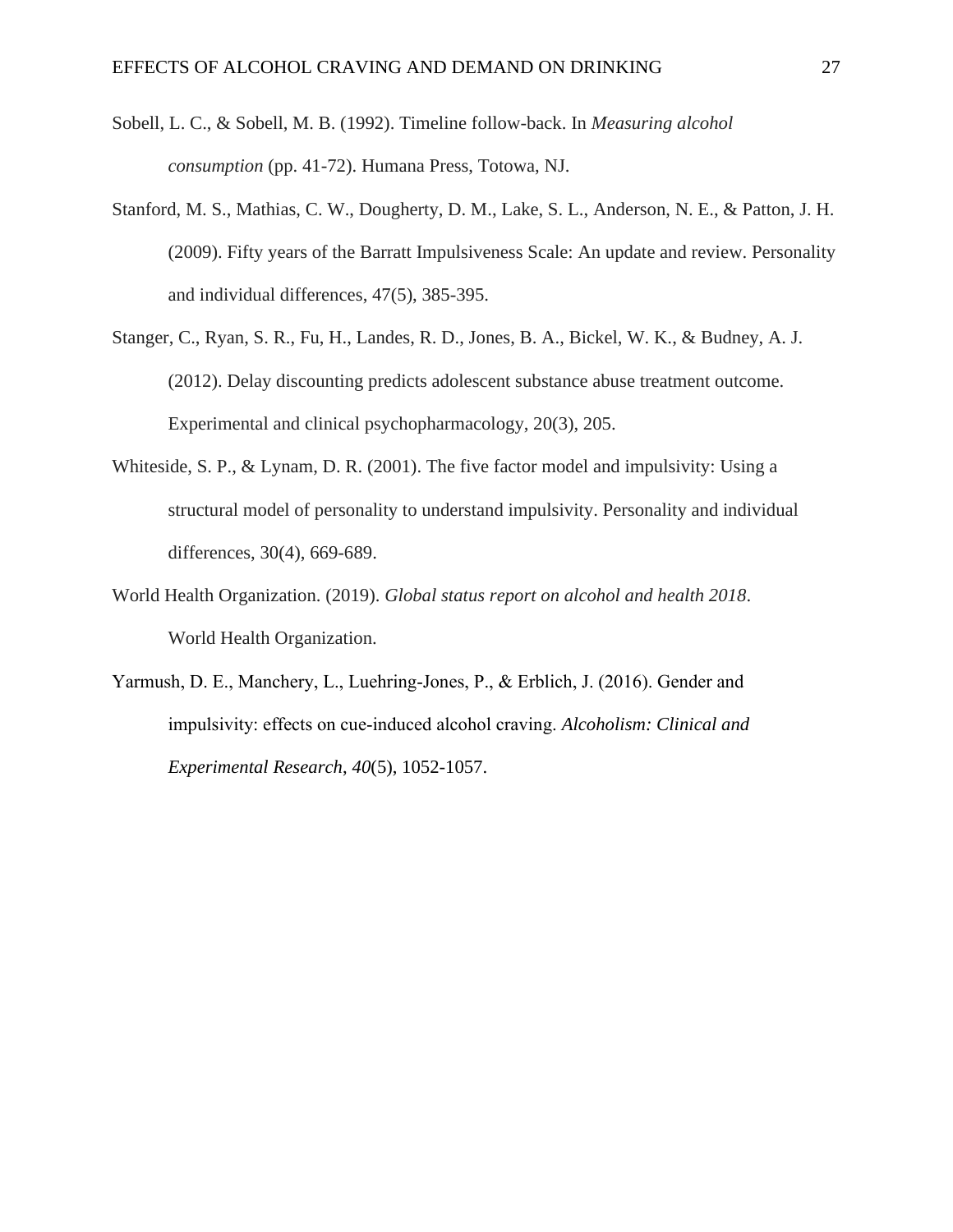Sobell, L. C., & Sobell, M. B. (1992). Timeline follow-back. In *Measuring alcohol consumption* (pp. 41-72). Humana Press, Totowa, NJ.

Stanford, M. S., Mathias, C. W., Dougherty, D. M., Lake, S. L., Anderson, N. E., & Patton, J. H. (2009). Fifty years of the Barratt Impulsiveness Scale: An update and review. Personality and individual differences, 47(5), 385-395.

Stanger, C., Ryan, S. R., Fu, H., Landes, R. D., Jones, B. A., Bickel, W. K., & Budney, A. J. (2012). Delay discounting predicts adolescent substance abuse treatment outcome. Experimental and clinical psychopharmacology, 20(3), 205.

Whiteside, S. P., & Lynam, D. R. (2001). The five factor model and impulsivity: Using a structural model of personality to understand impulsivity. Personality and individual differences, 30(4), 669-689.

World Health Organization. (2019). *Global status report on alcohol and health 2018*. World Health Organization.

Yarmush, D. E., Manchery, L., Luehring-Jones, P., & Erblich, J. (2016). Gender and impulsivity: effects on cue-induced alcohol craving. *Alcoholism: Clinical and Experimental Research*, *40*(5), 1052-1057.